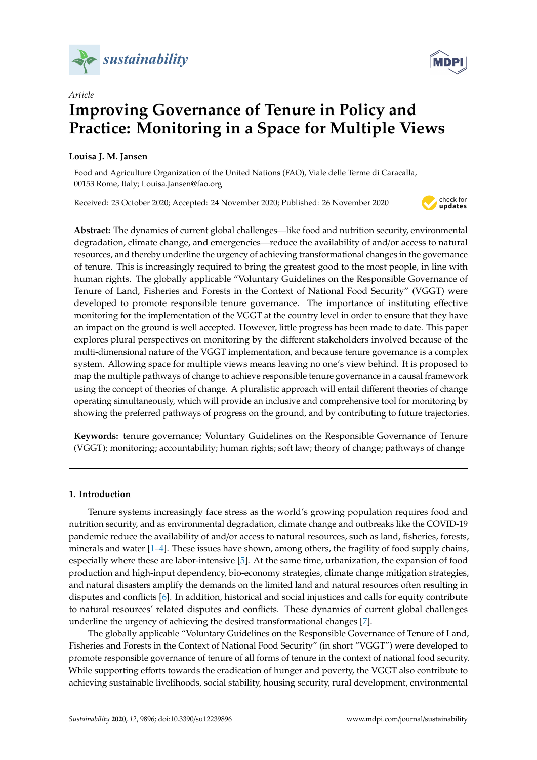*Article*

# Improving Governance of Tenure in Policy and Practice: Monitoring in a Space for Multiple Views

**Louisa J. M. Jansen**

Food and Agriculture Organization of the United Nations (FAO), Viale delle Terme di Caracalla, 00153 Rome, Italy; Louisa.Jansen@fao.org

Received: 23 October 2020; Accepted: 24 November 2020; Published: 26 November 2020

**Abstract:** The dynamics of current global challenges—like food and nutrition security, environmental degradation, climate change, and emergencies—reduce the availability of and/or access to natural resources, and thereby underline the urgency of achieving transformational changes in the governance of tenure. This is increasingly required to bring the greatest good to the most people, in line with human rights. The globally applicable "Voluntary Guidelines on the Responsible Governance of Tenure of Land, Fisheries and Forests in the Context of National Food Security" (VGGT) were developed to promote responsible tenure governance. The importance of instituting effective monitoring for the implementation of the VGGT at the country level in order to ensure that they have an impact on the ground is well accepted. However, little progress has been made to date. This paper explores plural perspectives on monitoring by the different stakeholders involved because of the multi-dimensional nature of the VGGT implementation, and because tenure governance is a complex system. Allowing space for multiple views means leaving no one's view behind. It is proposed to map the multiple pathways of change to achieve responsible tenure governance in a causal framework using the concept of theories of change. A pluralistic approach will entail different theories of change operating simultaneously, which will provide an inclusive and comprehensive tool for monitoring by showing the preferred pathways of progress on the ground, and by contributing to future trajectories.

**Keywords:** tenure governance; Voluntary Guidelines on the Responsible Governance of Tenure (VGGT); monitoring; accountability; human rights; soft law; theory of change; pathways of change

## 1. Introduction

Tenure systems increasingly face stress as the world's growing population requires food and nutrition security, and as environmental degradation, climate change and outbreaks like the COVID-19 pandemic reduce the availability of and/or access to natural resources, such as land, fisheries, forests, minerals and water [1–4]. These issues have shown, among others, the fragility of food supply chains, especially where these are labor-intensive [5]. At the same time, urbanization, the expansion of food production and high-input dependency, bio-economy strategies, climate change mitigation strategies, and natural disasters amplify the demands on the limited land and natural resources often resulting in disputes and conflicts [6]. In addition, historical and social injustices and calls for equity contribute to natural resources' related disputes and conflicts. These dynamics of current global challenges underline the urgency of achieving the desired transformational changes [7].

The globally applicable "Voluntary Guidelines on the Responsible Governance of Tenure of Land, Fisheries and Forests in the Context of National Food Security" (in short "VGGT") were developed to promote responsible governance of tenure of all forms of tenure in the context of national food security. While supporting efforts towards the eradication of hunger and poverty, the VGGT also contribute to achieving sustainable livelihoods, social stability, housing security, rural development, environmental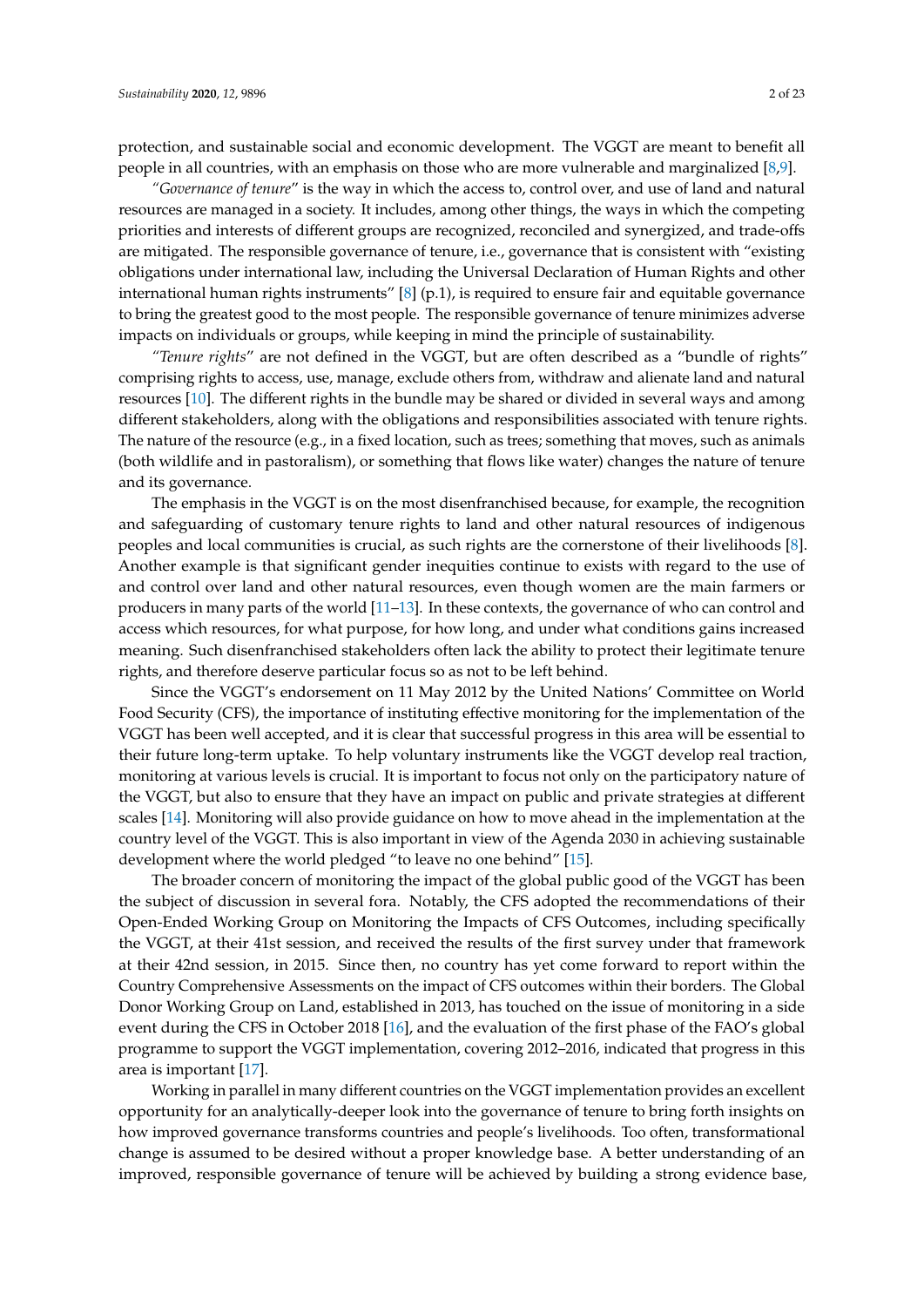protection, and sustainable social and economic development. The VGGT are meant to benefit all people in all countries, with an emphasis on those who are more vulnerable and marginalized [8,9].

*"Governance of tenure"* is the way in which the access to, control over, and use of land and natural resources are managed in a society. It includes, among other things, the ways in which the competing priorities and interests of different groups are recognized, reconciled and synergized, and trade-offs are mitigated. The responsible governance of tenure, i.e., governance that is consistent with "existing obligations under international law, including the Universal Declaration of Human Rights and other international human rights instruments" [8] (p.1), is required to ensure fair and equitable governance to bring the greatest good to the most people. The responsible governance of tenure minimizes adverse impacts on individuals or groups, while keeping in mind the principle of sustainability.

*"Tenure rights"* are not defined in the VGGT, but are often described as a "bundle of rights" comprising rights to access, use, manage, exclude others from, withdraw and alienate land and natural resources [10]. The different rights in the bundle may be shared or divided in several ways and among different stakeholders, along with the obligations and responsibilities associated with tenure rights. The nature of the resource (e.g., in a fixed location, such as trees; something that moves, such as animals (both wildlife and in pastoralism), or something that flows like water) changes the nature of tenure and its governance.

The emphasis in the VGGT is on the most disenfranchised because, for example, the recognition and safeguarding of customary tenure rights to land and other natural resources of indigenous peoples and local communities is crucial, as such rights are the cornerstone of their livelihoods [8]. Another example is that significant gender inequities continue to exists with regard to the use of and control over land and other natural resources, even though women are the main farmers or producers in many parts of the world [11–13]. In these contexts, the governance of who can control and access which resources, for what purpose, for how long, and under what conditions gains increased meaning. Such disenfranchised stakeholders often lack the ability to protect their legitimate tenure rights, and therefore deserve particular focus so as not to be left behind.

Since the VGGT's endorsement on 11 May 2012 by the United Nations' Committee on World Food Security (CFS), the importance of instituting effective monitoring for the implementation of the VGGT has been well accepted, and it is clear that successful progress in this area will be essential to their future long-term uptake. To help voluntary instruments like the VGGT develop real traction, monitoring at various levels is crucial. It is important to focus not only on the participatory nature of the VGGT, but also to ensure that they have an impact on public and private strategies at different scales [14]. Monitoring will also provide guidance on how to move ahead in the implementation at the country level of the VGGT. This is also important in view of the Agenda 2030 in achieving sustainable development where the world pledged "to leave no one behind" [15].

The broader concern of monitoring the impact of the global public good of the VGGT has been the subject of discussion in several fora. Notably, the CFS adopted the recommendations of their Open-Ended Working Group on Monitoring the Impacts of CFS Outcomes, including specifically the VGGT, at their 41st session, and received the results of the first survey under that framework at their 42nd session, in 2015. Since then, no country has yet come forward to report within the Country Comprehensive Assessments on the impact of CFS outcomes within their borders. The Global Donor Working Group on Land, established in 2013, has touched on the issue of monitoring in a side event during the CFS in October 2018 [16], and the evaluation of the first phase of the FAO's global programme to support the VGGT implementation, covering 2012–2016, indicated that progress in this area is important [17].

Working in parallel in many different countries on the VGGT implementation provides an excellent opportunity for an analytically-deeper look into the governance of tenure to bring forth insights on how improved governance transforms countries and people's livelihoods. Too often, transformational change is assumed to be desired without a proper knowledge base. A better understanding of an improved, responsible governance of tenure will be achieved by building a strong evidence base,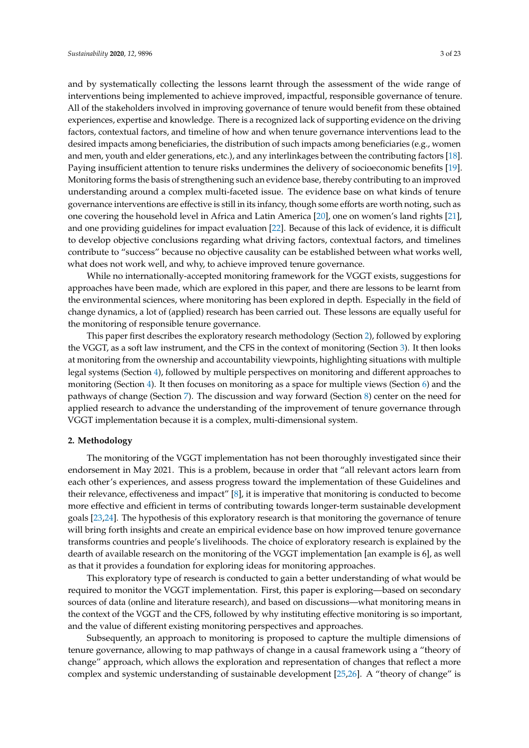and by systematically collecting the lessons learnt through the assessment of the wide range of interventions being implemented to achieve improved, impactful, responsible governance of tenure. All of the stakeholders involved in improving governance of tenure would benefit from these obtained experiences, expertise and knowledge. There is a recognized lack of supporting evidence on the driving factors, contextual factors, and timeline of how and when tenure governance interventions lead to the desired impacts among beneficiaries, the distribution of such impacts among beneficiaries (e.g., women and men, youth and elder generations, etc.), and any interlinkages between the contributing factors [18]. Paying insufficient attention to tenure risks undermines the delivery of socioeconomic benefits [19]. Monitoring forms the basis of strengthening such an evidence base, thereby contributing to an improved understanding around a complex multi-faceted issue. The evidence base on what kinds of tenure governance interventions are effective is still in its infancy, though some efforts are worth noting, such as one covering the household level in Africa and Latin America [20], one on women's land rights [21], and one providing guidelines for impact evaluation [22]. Because of this lack of evidence, it is difficult to develop objective conclusions regarding what driving factors, contextual factors, and timelines contribute to "success" because no objective causality can be established between what works well, what does not work well, and why, to achieve improved tenure governance.

While no internationally-accepted monitoring framework for the VGGT exists, suggestions for approaches have been made, which are explored in this paper, and there are lessons to be learnt from the environmental sciences, where monitoring has been explored in depth. Especially in the field of change dynamics, a lot of (applied) research has been carried out. These lessons are equally useful for the monitoring of responsible tenure governance.

This paper first describes the exploratory research methodology (Section 2), followed by exploring the VGGT, as a soft law instrument, and the CFS in the context of monitoring (Section 3). It then looks at monitoring from the ownership and accountability viewpoints, highlighting situations with multiple legal systems (Section 4), followed by multiple perspectives on monitoring and different approaches to monitoring (Section 4). It then focuses on monitoring as a space for multiple views (Section 6) and the pathways of change (Section 7). The discussion and way forward (Section 8) center on the need for applied research to advance the understanding of the improvement of tenure governance through VGGT implementation because it is a complex, multi-dimensional system.

## 2. Methodology

The monitoring of the VGGT implementation has not been thoroughly investigated since their endorsement in May 2021. This is a problem, because in order that "all relevant actors learn from each other's experiences, and assess progress toward the implementation of these Guidelines and their relevance, effectiveness and impact" [8], it is imperative that monitoring is conducted to become more effective and efficient in terms of contributing towards longer-term sustainable development goals [23,24]. The hypothesis of this exploratory research is that monitoring the governance of tenure will bring forth insights and create an empirical evidence base on how improved tenure governance transforms countries and people's livelihoods. The choice of exploratory research is explained by the dearth of available research on the monitoring of the VGGT implementation [an example is 6], as well as that it provides a foundation for exploring ideas for monitoring approaches.

This exploratory type of research is conducted to gain a better understanding of what would be required to monitor the VGGT implementation. First, this paper is exploring—based on secondary sources of data (online and literature research), and based on discussions—what monitoring means in the context of the VGGT and the CFS, followed by why instituting effective monitoring is so important, and the value of different existing monitoring perspectives and approaches.

Subsequently, an approach to monitoring is proposed to capture the multiple dimensions of tenure governance, allowing to map pathways of change in a causal framework using a "theory of change" approach, which allows the exploration and representation of changes that reflect a more complex and systemic understanding of sustainable development [25,26]. A "theory of change" is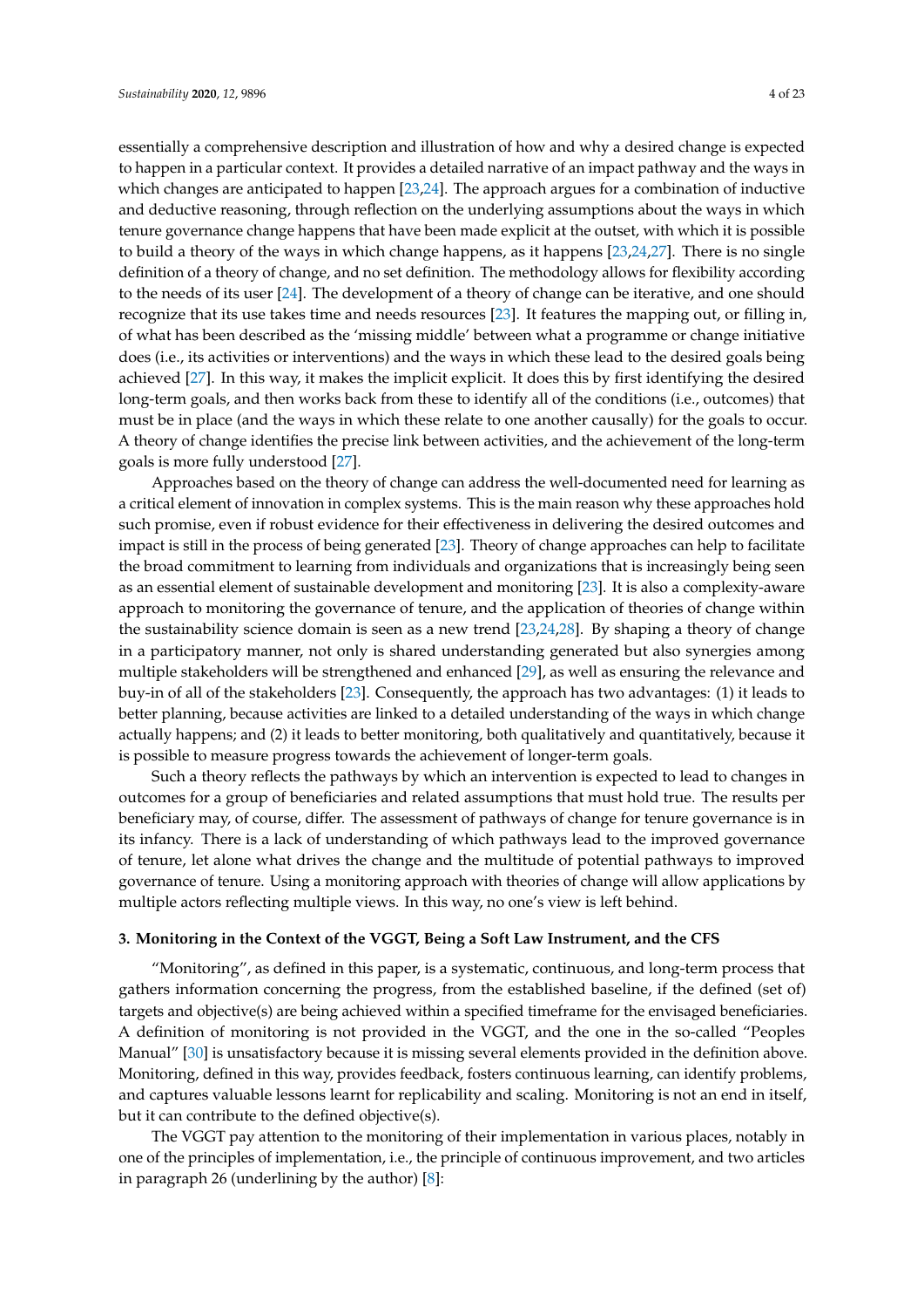essentially a comprehensive description and illustration of how and why a desired change is expected to happen in a particular context. It provides a detailed narrative of an impact pathway and the ways in which changes are anticipated to happen [23,24]. The approach argues for a combination of inductive and deductive reasoning, through reflection on the underlying assumptions about the ways in which tenure governance change happens that have been made explicit at the outset, with which it is possible to build a theory of the ways in which change happens, as it happens [23,24,27]. There is no single definition of a theory of change, and no set definition. The methodology allows for flexibility according to the needs of its user [24]. The development of a theory of change can be iterative, and one should recognize that its use takes time and needs resources [23]. It features the mapping out, or filling in, of what has been described as the 'missing middle' between what a programme or change initiative does (i.e., its activities or interventions) and the ways in which these lead to the desired goals being achieved [27]. In this way, it makes the implicit explicit. It does this by first identifying the desired long-term goals, and then works back from these to identify all of the conditions (i.e., outcomes) that must be in place (and the ways in which these relate to one another causally) for the goals to occur. A theory of change identifies the precise link between activities, and the achievement of the long-term goals is more fully understood [27].

Approaches based on the theory of change can address the well-documented need for learning as a critical element of innovation in complex systems. This is the main reason why these approaches hold such promise, even if robust evidence for their effectiveness in delivering the desired outcomes and impact is still in the process of being generated [23]. Theory of change approaches can help to facilitate the broad commitment to learning from individuals and organizations that is increasingly being seen as an essential element of sustainable development and monitoring [23]. It is also a complexity-aware approach to monitoring the governance of tenure, and the application of theories of change within the sustainability science domain is seen as a new trend [23,24,28]. By shaping a theory of change in a participatory manner, not only is shared understanding generated but also synergies among multiple stakeholders will be strengthened and enhanced [29], as well as ensuring the relevance and buy-in of all of the stakeholders [23]. Consequently, the approach has two advantages: (1) it leads to better planning, because activities are linked to a detailed understanding of the ways in which change actually happens; and (2) it leads to better monitoring, both qualitatively and quantitatively, because it is possible to measure progress towards the achievement of longer-term goals.

Such a theory reflects the pathways by which an intervention is expected to lead to changes in outcomes for a group of beneficiaries and related assumptions that must hold true. The results per beneficiary may, of course, differ. The assessment of pathways of change for tenure governance is in its infancy. There is a lack of understanding of which pathways lead to the improved governance of tenure, let alone what drives the change and the multitude of potential pathways to improved governance of tenure. Using a monitoring approach with theories of change will allow applications by multiple actors reflecting multiple views. In this way, no one's view is left behind.

### 3. Monitoring in the Context of the VGGT, Being a Soft Law Instrument, and the CFS

"Monitoring", as defined in this paper, is a systematic, continuous, and long-term process that gathers information concerning the progress, from the established baseline, if the defined (set of) targets and objective(s) are being achieved within a specified timeframe for the envisaged beneficiaries. A definition of monitoring is not provided in the VGGT, and the one in the so-called "Peoples Manual" [30] is unsatisfactory because it is missing several elements provided in the definition above. Monitoring, defined in this way, provides feedback, fosters continuous learning, can identify problems, and captures valuable lessons learnt for replicability and scaling. Monitoring is not an end in itself, but it can contribute to the defined objective(s).

The VGGT pay attention to the monitoring of their implementation in various places, notably in one of the principles of implementation, i.e., the principle of continuous improvement, and two articles in paragraph 26 (underlining by the author) [8]: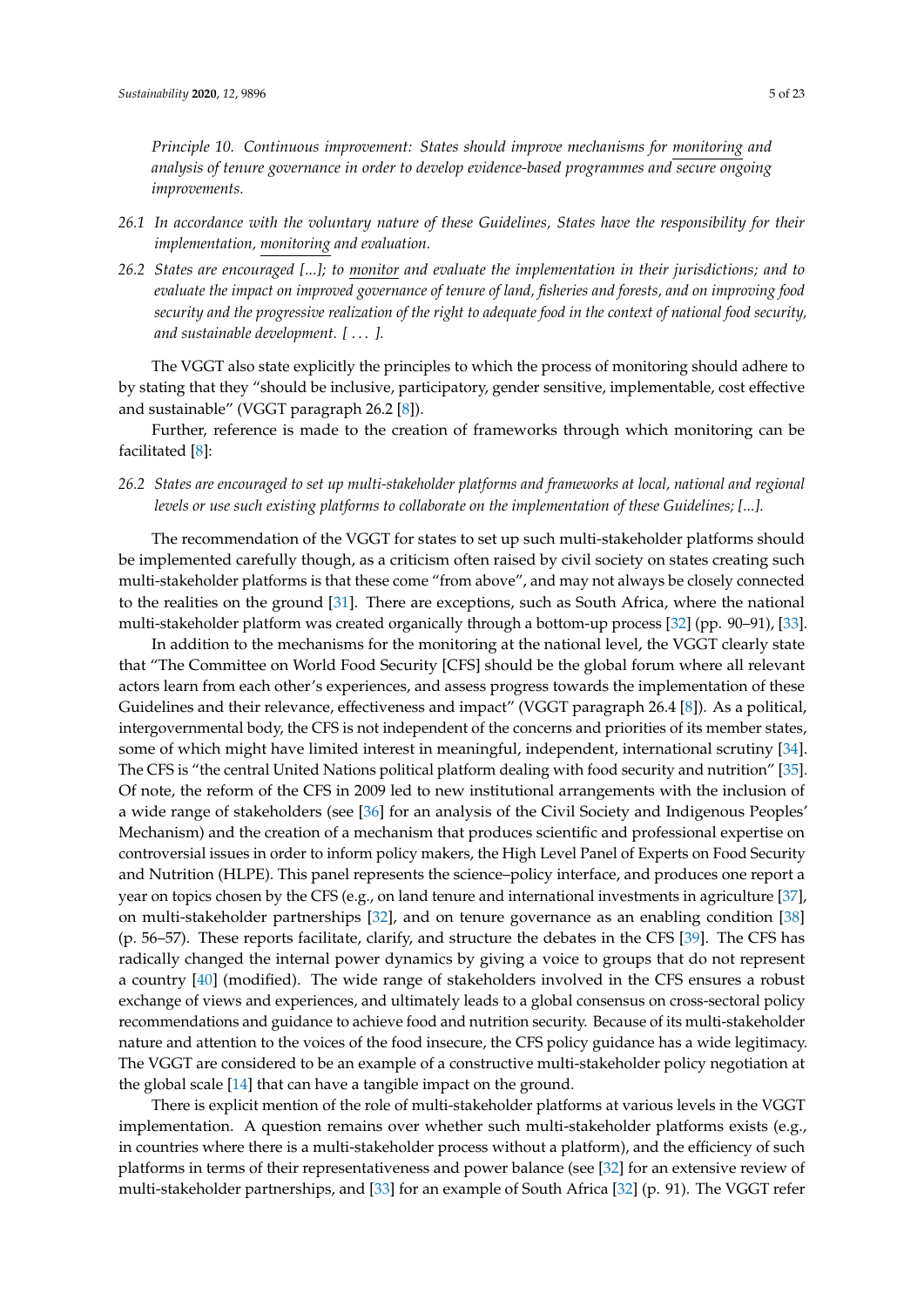*Principle 10. Continuous improvement: States should improve mechanisms for monitoring and analysis of tenure governance in order to develop evidence-based programmes and secure ongoing improvements.*

*26.1 In accordance with the voluntary nature of these Guidelines, States have the responsibility for their implementation, monitoring and evaluation.*

*26.2 States are encouraged [...]; to monitor and evaluate the implementation in their jurisdictions; and to evaluate the impact on improved governance of tenure of land, fisheries and forests, and on improving food security and the progressive realization of the right to adequate food in the context of national food security, and sustainable development. [ ... ].*

The VGGT also state explicitly the principles to which the process of monitoring should adhere to by stating that they "should be inclusive, participatory, gender sensitive, implementable, cost effective and sustainable" (VGGT paragraph 26.2 [8]).

Further, reference is made to the creation of frameworks through which monitoring can be facilitated [8]:

*26.2 States are encouraged to set up multi-stakeholder platforms and frameworks at local, national and regional levels or use such existing platforms to collaborate on the implementation of these Guidelines; [...].*

The recommendation of the VGGT for states to set up such multi-stakeholder platforms should be implemented carefully though, as a criticism often raised by civil society on states creating such multi-stakeholder platforms is that these come "from above", and may not always be closely connected to the realities on the ground [31]. There are exceptions, such as South Africa, where the national multi-stakeholder platform was created organically through a bottom-up process [32] (pp. 90–91), [33].

In addition to the mechanisms for the monitoring at the national level, the VGGT clearly state that "The Committee on World Food Security [CFS] should be the global forum where all relevant actors learn from each other's experiences, and assess progress towards the implementation of these Guidelines and their relevance, effectiveness and impact" (VGGT paragraph 26.4 [8]). As a political, intergovernmental body, the CFS is not independent of the concerns and priorities of its member states, some of which might have limited interest in meaningful, independent, international scrutiny [34]. The CFS is "the central United Nations political platform dealing with food security and nutrition" [35]. Of note, the reform of the CFS in 2009 led to new institutional arrangements with the inclusion of a wide range of stakeholders (see [36] for an analysis of the Civil Society and Indigenous Peoples' Mechanism) and the creation of a mechanism that produces scientific and professional expertise on controversial issues in order to inform policy makers, the High Level Panel of Experts on Food Security and Nutrition (HLPE). This panel represents the science–policy interface, and produces one report a year on topics chosen by the CFS (e.g., on land tenure and international investments in agriculture [37], on multi-stakeholder partnerships [32], and on tenure governance as an enabling condition [38] (p. 56–57). These reports facilitate, clarify, and structure the debates in the CFS [39]. The CFS has radically changed the internal power dynamics by giving a voice to groups that do not represent a country [40] (modified). The wide range of stakeholders involved in the CFS ensures a robust exchange of views and experiences, and ultimately leads to a global consensus on cross-sectoral policy recommendations and guidance to achieve food and nutrition security. Because of its multi-stakeholder nature and attention to the voices of the food insecure, the CFS policy guidance has a wide legitimacy. The VGGT are considered to be an example of a constructive multi-stakeholder policy negotiation at the global scale [14] that can have a tangible impact on the ground.

There is explicit mention of the role of multi-stakeholder platforms at various levels in the VGGT implementation. A question remains over whether such multi-stakeholder platforms exists (e.g., in countries where there is a multi-stakeholder process without a platform), and the efficiency of such platforms in terms of their representativeness and power balance (see [32] for an extensive review of multi-stakeholder partnerships, and [33] for an example of South Africa [32] (p. 91). The VGGT refer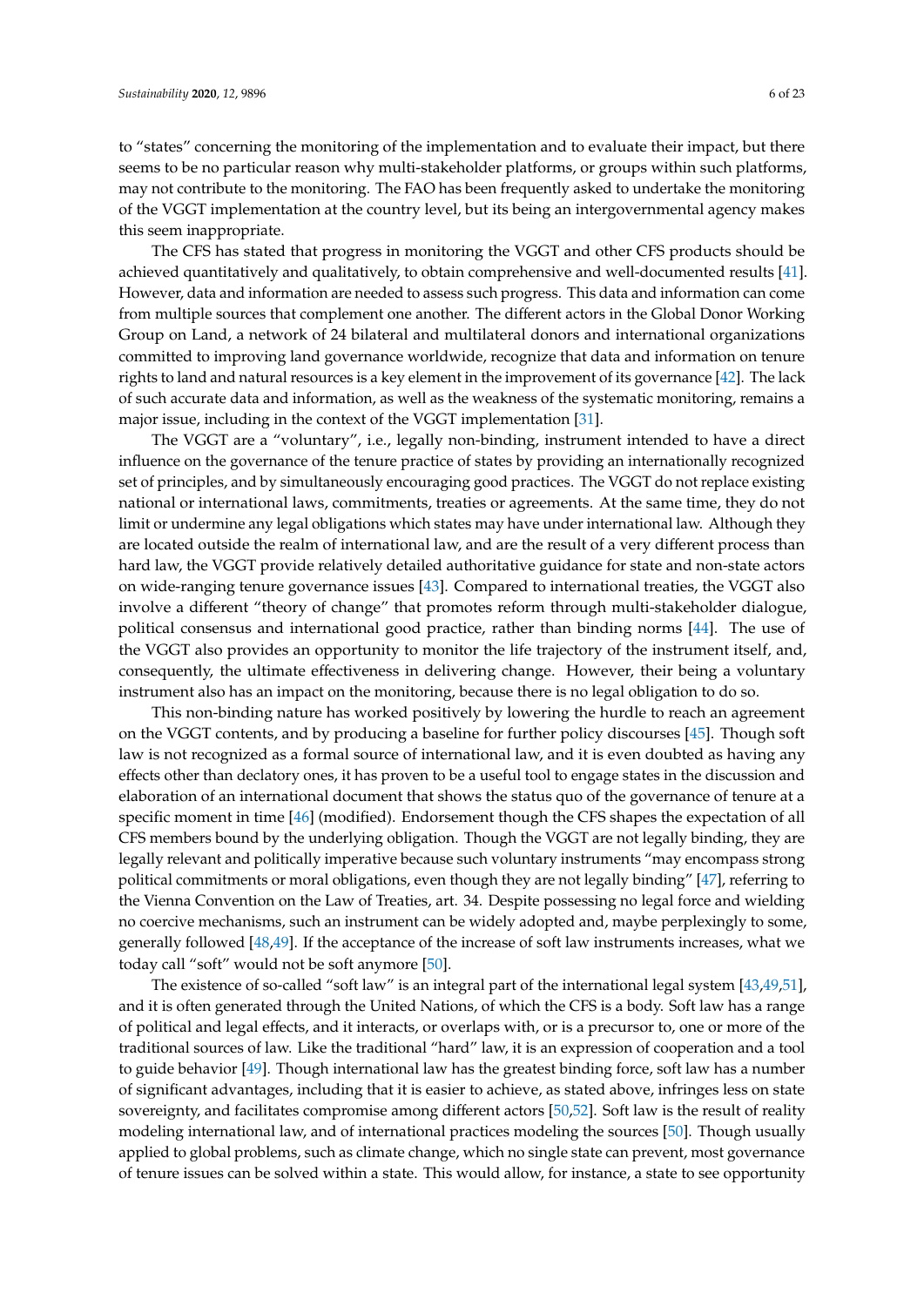to "states" concerning the monitoring of the implementation and to evaluate their impact, but there seems to be no particular reason why multi-stakeholder platforms, or groups within such platforms, may not contribute to the monitoring. The FAO has been frequently asked to undertake the monitoring of the VGGT implementation at the country level, but its being an intergovernmental agency makes this seem inappropriate.

The CFS has stated that progress in monitoring the VGGT and other CFS products should be achieved quantitatively and qualitatively, to obtain comprehensive and well-documented results [41]. However, data and information are needed to assess such progress. This data and information can come from multiple sources that complement one another. The different actors in the Global Donor Working Group on Land, a network of 24 bilateral and multilateral donors and international organizations committed to improving land governance worldwide, recognize that data and information on tenure rights to land and natural resources is a key element in the improvement of its governance [42]. The lack of such accurate data and information, as well as the weakness of the systematic monitoring, remains a major issue, including in the context of the VGGT implementation [31].

The VGGT are a "voluntary", i.e., legally non-binding, instrument intended to have a direct influence on the governance of the tenure practice of states by providing an internationally recognized set of principles, and by simultaneously encouraging good practices. The VGGT do not replace existing national or international laws, commitments, treaties or agreements. At the same time, they do not limit or undermine any legal obligations which states may have under international law. Although they are located outside the realm of international law, and are the result of a very different process than hard law, the VGGT provide relatively detailed authoritative guidance for state and non-state actors on wide-ranging tenure governance issues [43]. Compared to international treaties, the VGGT also involve a different "theory of change" that promotes reform through multi-stakeholder dialogue, political consensus and international good practice, rather than binding norms [44]. The use of the VGGT also provides an opportunity to monitor the life trajectory of the instrument itself, and, consequently, the ultimate effectiveness in delivering change. However, their being a voluntary instrument also has an impact on the monitoring, because there is no legal obligation to do so.

This non-binding nature has worked positively by lowering the hurdle to reach an agreement on the VGGT contents, and by producing a baseline for further policy discourses [45]. Though soft law is not recognized as a formal source of international law, and it is even doubted as having any effects other than declatory ones, it has proven to be a useful tool to engage states in the discussion and elaboration of an international document that shows the status quo of the governance of tenure at a specific moment in time [46] (modified). Endorsement though the CFS shapes the expectation of all CFS members bound by the underlying obligation. Though the VGGT are not legally binding, they are legally relevant and politically imperative because such voluntary instruments "may encompass strong political commitments or moral obligations, even though they are not legally binding" [47], referring to the Vienna Convention on the Law of Treaties, art. 34. Despite possessing no legal force and wielding no coercive mechanisms, such an instrument can be widely adopted and, maybe perplexingly to some, generally followed [48,49]. If the acceptance of the increase of soft law instruments increases, what we today call "soft" would not be soft anymore [50].

The existence of so-called "soft law" is an integral part of the international legal system [43,49,51], and it is often generated through the United Nations, of which the CFS is a body. Soft law has a range of political and legal effects, and it interacts, or overlaps with, or is a precursor to, one or more of the traditional sources of law. Like the traditional "hard" law, it is an expression of cooperation and a tool to guide behavior [49]. Though international law has the greatest binding force, soft law has a number of significant advantages, including that it is easier to achieve, as stated above, infringes less on state sovereignty, and facilitates compromise among different actors [50,52]. Soft law is the result of reality modeling international law, and of international practices modeling the sources [50]. Though usually applied to global problems, such as climate change, which no single state can prevent, most governance of tenure issues can be solved within a state. This would allow, for instance, a state to see opportunity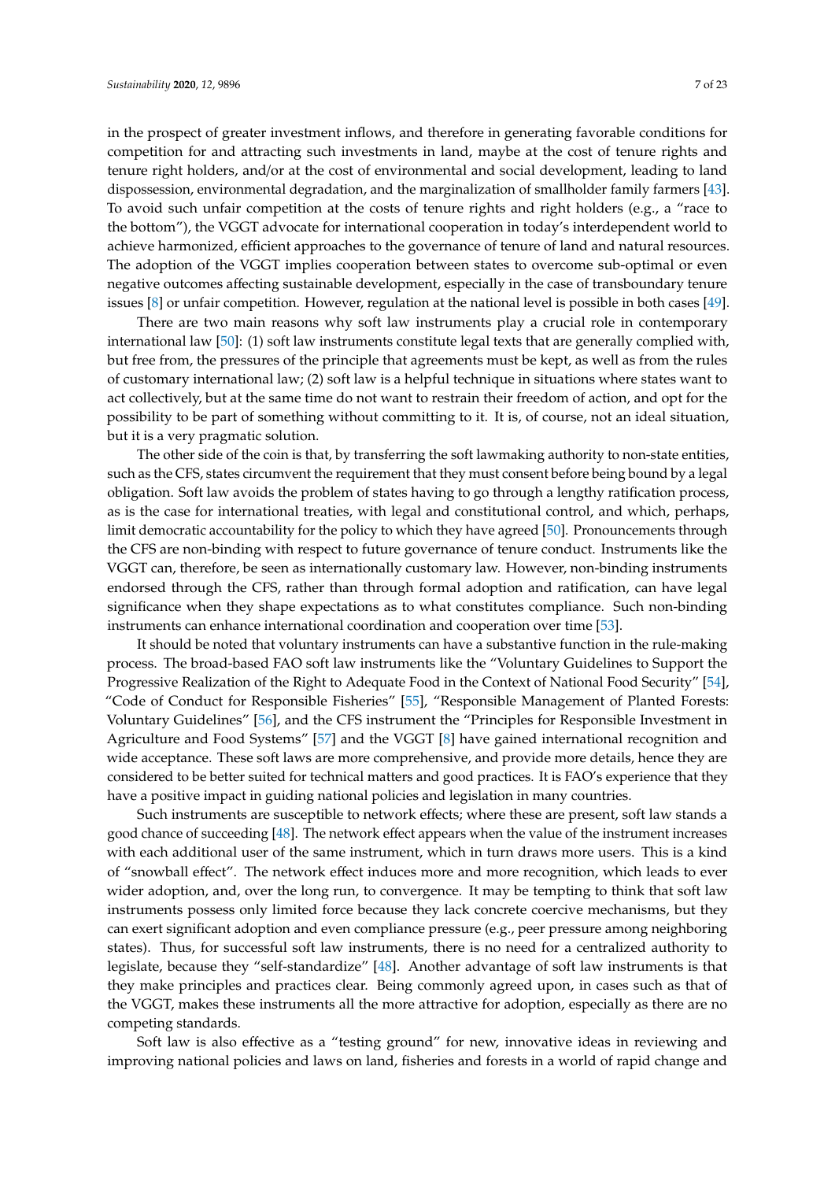in the prospect of greater investment inflows, and therefore in generating favorable conditions for competition for and attracting such investments in land, maybe at the cost of tenure rights and tenure right holders, and/or at the cost of environmental and social development, leading to land dispossession, environmental degradation, and the marginalization of smallholder family farmers [43]. To avoid such unfair competition at the costs of tenure rights and right holders (e.g., a "race to the bottom"), the VGGT advocate for international cooperation in today's interdependent world to achieve harmonized, efficient approaches to the governance of tenure of land and natural resources. The adoption of the VGGT implies cooperation between states to overcome sub-optimal or even negative outcomes affecting sustainable development, especially in the case of transboundary tenure issues [8] or unfair competition. However, regulation at the national level is possible in both cases [49].

There are two main reasons why soft law instruments play a crucial role in contemporary international law [50]: (1) soft law instruments constitute legal texts that are generally complied with, but free from, the pressures of the principle that agreements must be kept, as well as from the rules of customary international law; (2) soft law is a helpful technique in situations where states want to act collectively, but at the same time do not want to restrain their freedom of action, and opt for the possibility to be part of something without committing to it. It is, of course, not an ideal situation, but it is a very pragmatic solution.

The other side of the coin is that, by transferring the soft lawmaking authority to non-state entities, such as the CFS, states circumvent the requirement that they must consent before being bound by a legal obligation. Soft law avoids the problem of states having to go through a lengthy ratification process, as is the case for international treaties, with legal and constitutional control, and which, perhaps, limit democratic accountability for the policy to which they have agreed [50]. Pronouncements through the CFS are non-binding with respect to future governance of tenure conduct. Instruments like the VGGT can, therefore, be seen as internationally customary law. However, non-binding instruments endorsed through the CFS, rather than through formal adoption and ratification, can have legal significance when they shape expectations as to what constitutes compliance. Such non-binding instruments can enhance international coordination and cooperation over time [53].

It should be noted that voluntary instruments can have a substantive function in the rule-making process. The broad-based FAO soft law instruments like the "Voluntary Guidelines to Support the Progressive Realization of the Right to Adequate Food in the Context of National Food Security" [54], "Code of Conduct for Responsible Fisheries" [55], "Responsible Management of Planted Forests: Voluntary Guidelines" [56], and the CFS instrument the "Principles for Responsible Investment in Agriculture and Food Systems" [57] and the VGGT [8] have gained international recognition and wide acceptance. These soft laws are more comprehensive, and provide more details, hence they are considered to be better suited for technical matters and good practices. It is FAO's experience that they have a positive impact in guiding national policies and legislation in many countries.

Such instruments are susceptible to network effects; where these are present, soft law stands a good chance of succeeding [48]. The network effect appears when the value of the instrument increases with each additional user of the same instrument, which in turn draws more users. This is a kind of "snowball effect". The network effect induces more and more recognition, which leads to ever wider adoption, and, over the long run, to convergence. It may be tempting to think that soft law instruments possess only limited force because they lack concrete coercive mechanisms, but they can exert significant adoption and even compliance pressure (e.g., peer pressure among neighboring states). Thus, for successful soft law instruments, there is no need for a centralized authority to legislate, because they "self-standardize" [48]. Another advantage of soft law instruments is that they make principles and practices clear. Being commonly agreed upon, in cases such as that of the VGGT, makes these instruments all the more attractive for adoption, especially as there are no competing standards.

Soft law is also effective as a "testing ground" for new, innovative ideas in reviewing and improving national policies and laws on land, fisheries and forests in a world of rapid change and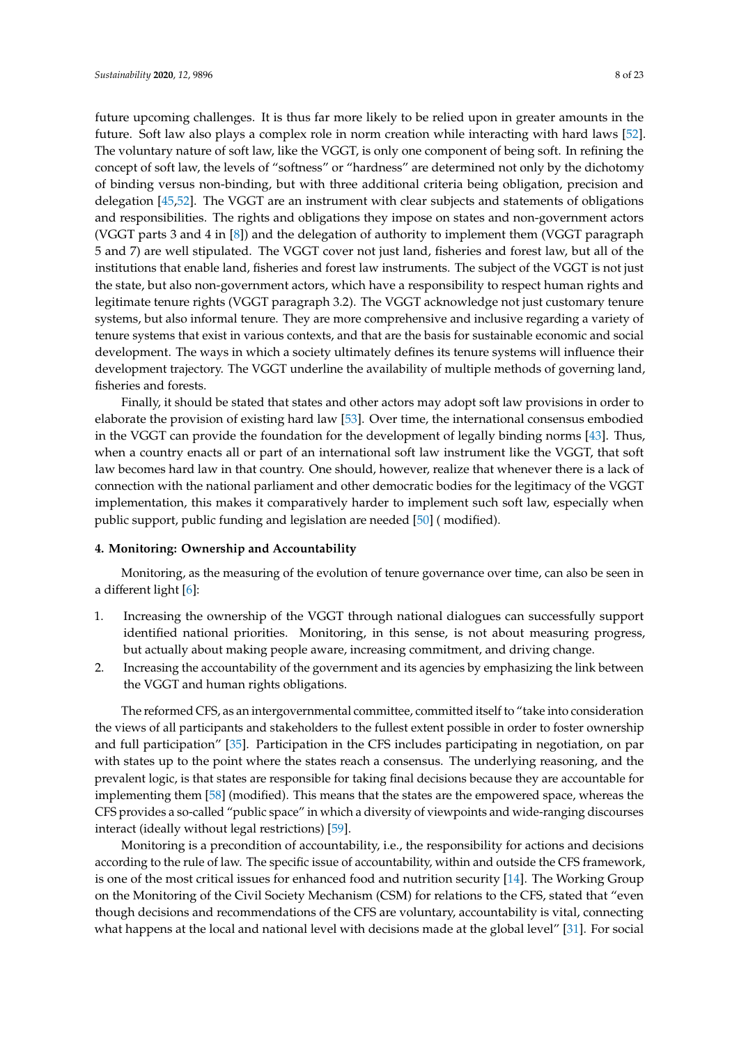future upcoming challenges. It is thus far more likely to be relied upon in greater amounts in the future. Soft law also plays a complex role in norm creation while interacting with hard laws [52]. The voluntary nature of soft law, like the VGGT, is only one component of being soft. In refining the concept of soft law, the levels of "softness" or "hardness" are determined not only by the dichotomy of binding versus non-binding, but with three additional criteria being obligation, precision and delegation [45,52]. The VGGT are an instrument with clear subjects and statements of obligations and responsibilities. The rights and obligations they impose on states and non-government actors (VGGT parts 3 and 4 in [8]) and the delegation of authority to implement them (VGGT paragraph 5 and 7) are well stipulated. The VGGT cover not just land, fisheries and forest law, but all of the institutions that enable land, fisheries and forest law instruments. The subject of the VGGT is not just the state, but also non-government actors, which have a responsibility to respect human rights and legitimate tenure rights (VGGT paragraph 3.2). The VGGT acknowledge not just customary tenure systems, but also informal tenure. They are more comprehensive and inclusive regarding a variety of tenure systems that exist in various contexts, and that are the basis for sustainable economic and social development. The ways in which a society ultimately defines its tenure systems will influence their development trajectory. The VGGT underline the availability of multiple methods of governing land, fisheries and forests.

Finally, it should be stated that states and other actors may adopt soft law provisions in order to elaborate the provision of existing hard law [53]. Over time, the international consensus embodied in the VGGT can provide the foundation for the development of legally binding norms [43]. Thus, when a country enacts all or part of an international soft law instrument like the VGGT, that soft law becomes hard law in that country. One should, however, realize that whenever there is a lack of connection with the national parliament and other democratic bodies for the legitimacy of the VGGT implementation, this makes it comparatively harder to implement such soft law, especially when public support, public funding and legislation are needed [50] ( modified).

## 4. Monitoring: Ownership and Accountability

Monitoring, as the measuring of the evolution of tenure governance over time, can also be seen in a different light [6]:

1. Increasing the ownership of the VGGT through national dialogues can successfully support identified national priorities. Monitoring, in this sense, is not about measuring progress, but actually about making people aware, increasing commitment, and driving change.
2. Increasing the accountability of the government and its agencies by emphasizing the link between the VGGT and human rights obligations.

The reformed CFS, as an intergovernmental committee, committed itself to "take into consideration the views of all participants and stakeholders to the fullest extent possible in order to foster ownership and full participation" [35]. Participation in the CFS includes participating in negotiation, on par with states up to the point where the states reach a consensus. The underlying reasoning, and the prevalent logic, is that states are responsible for taking final decisions because they are accountable for implementing them [58] (modified). This means that the states are the empowered space, whereas the CFS provides a so-called "public space" in which a diversity of viewpoints and wide-ranging discourses interact (ideally without legal restrictions) [59].

Monitoring is a precondition of accountability, i.e., the responsibility for actions and decisions according to the rule of law. The specific issue of accountability, within and outside the CFS framework, is one of the most critical issues for enhanced food and nutrition security [14]. The Working Group on the Monitoring of the Civil Society Mechanism (CSM) for relations to the CFS, stated that "even though decisions and recommendations of the CFS are voluntary, accountability is vital, connecting what happens at the local and national level with decisions made at the global level" [31]. For social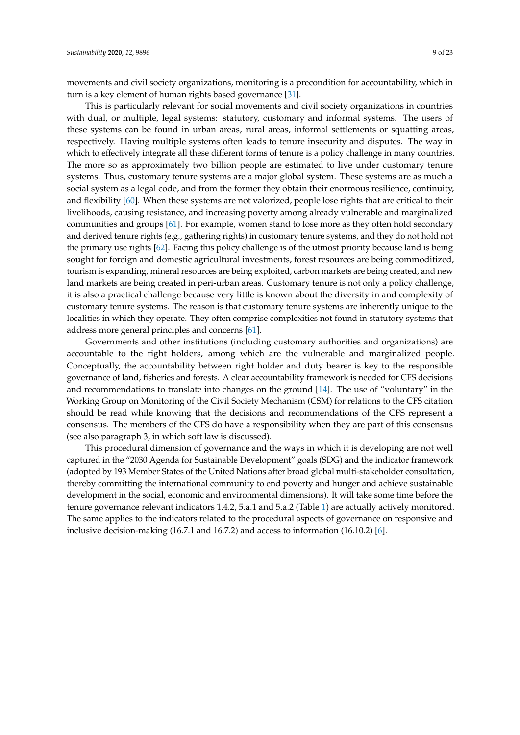movements and civil society organizations, monitoring is a precondition for accountability, which in turn is a key element of human rights based governance [31].

This is particularly relevant for social movements and civil society organizations in countries with dual, or multiple, legal systems: statutory, customary and informal systems. The users of these systems can be found in urban areas, rural areas, informal settlements or squatting areas, respectively. Having multiple systems often leads to tenure insecurity and disputes. The way in which to effectively integrate all these different forms of tenure is a policy challenge in many countries. The more so as approximately two billion people are estimated to live under customary tenure systems. Thus, customary tenure systems are a major global system. These systems are as much a social system as a legal code, and from the former they obtain their enormous resilience, continuity, and flexibility [60]. When these systems are not valorized, people lose rights that are critical to their livelihoods, causing resistance, and increasing poverty among already vulnerable and marginalized communities and groups [61]. For example, women stand to lose more as they often hold secondary and derived tenure rights (e.g., gathering rights) in customary tenure systems, and they do not hold not the primary use rights [62]. Facing this policy challenge is of the utmost priority because land is being sought for foreign and domestic agricultural investments, forest resources are being commoditized, tourism is expanding, mineral resources are being exploited, carbon markets are being created, and new land markets are being created in peri-urban areas. Customary tenure is not only a policy challenge, it is also a practical challenge because very little is known about the diversity in and complexity of customary tenure systems. The reason is that customary tenure systems are inherently unique to the localities in which they operate. They often comprise complexities not found in statutory systems that address more general principles and concerns [61].

Governments and other institutions (including customary authorities and organizations) are accountable to the right holders, among which are the vulnerable and marginalized people. Conceptually, the accountability between right holder and duty bearer is key to the responsible governance of land, fisheries and forests. A clear accountability framework is needed for CFS decisions and recommendations to translate into changes on the ground [14]. The use of "voluntary" in the Working Group on Monitoring of the Civil Society Mechanism (CSM) for relations to the CFS citation should be read while knowing that the decisions and recommendations of the CFS represent a consensus. The members of the CFS do have a responsibility when they are part of this consensus (see also paragraph 3, in which soft law is discussed).

This procedural dimension of governance and the ways in which it is developing are not well captured in the "2030 Agenda for Sustainable Development" goals (SDG) and the indicator framework (adopted by 193 Member States of the United Nations after broad global multi-stakeholder consultation, thereby committing the international community to end poverty and hunger and achieve sustainable development in the social, economic and environmental dimensions). It will take some time before the tenure governance relevant indicators 1.4.2, 5.a.1 and 5.a.2 (Table 1) are actually actively monitored. The same applies to the indicators related to the procedural aspects of governance on responsive and inclusive decision-making (16.7.1 and 16.7.2) and access to information (16.10.2) [6].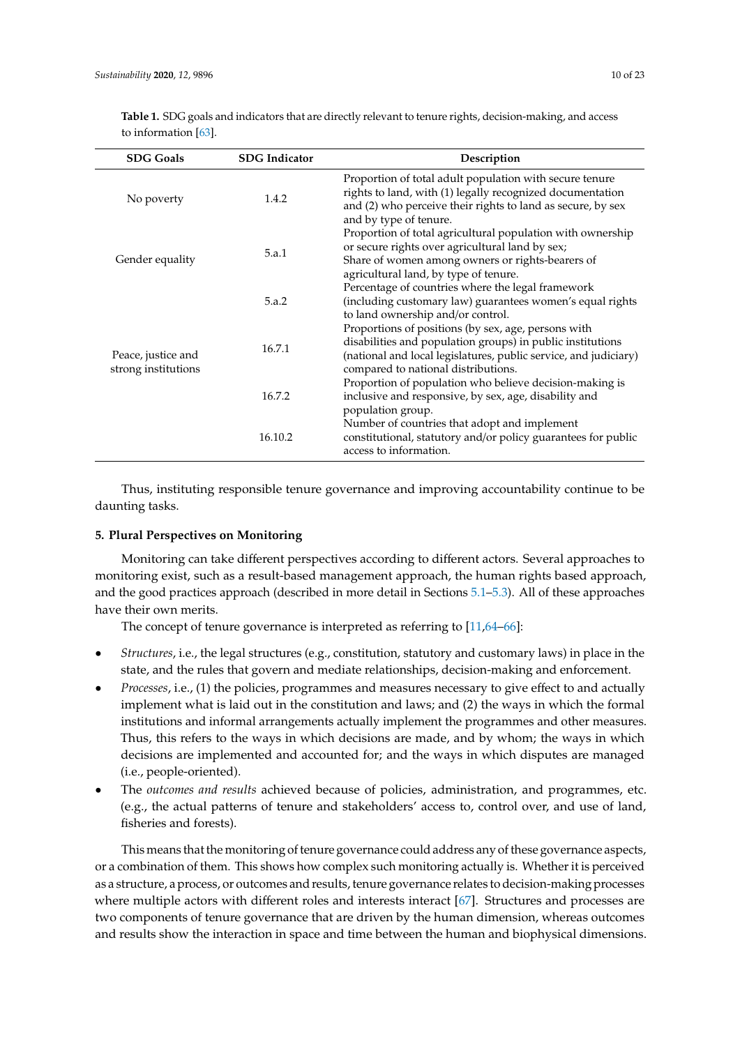**Table 1.** SDG goals and indicators that are directly relevant to tenure rights, decision-making, and access to information [63].

| SDG Goals | SDG Indicator | Description |
|---|---|---|
| No poverty | 1.4.2 | Proportion of total adult population with secure tenure rights to land, with (1) legally recognized documentation and (2) who perceive their rights to land as secure, by sex and by type of tenure. |
| Gender equality | 5.a.1 | Proportion of total agricultural population with ownership or secure rights over agricultural land by sex; Share of women among owners or rights-bearers of agricultural land, by type of tenure. |
| | 5.a.2 | Percentage of countries where the legal framework (including customary law) guarantees women's equal rights to land ownership and/or control. |
| Peace, justice and strong institutions | 16.7.1 | Proportions of positions (by sex, age, persons with disabilities and population groups) in public institutions (national and local legislatures, public service, and judiciary) compared to national distributions. |
| | 16.7.2 | Proportion of population who believe decision-making is inclusive and responsive, by sex, age, disability and population group. |
| | 16.10.2 | Number of countries that adopt and implement constitutional, statutory and/or policy guarantees for public access to information. |

Thus, instituting responsible tenure governance and improving accountability continue to be daunting tasks.

## 5. Plural Perspectives on Monitoring

Monitoring can take different perspectives according to different actors. Several approaches to monitoring exist, such as a result-based management approach, the human rights based approach, and the good practices approach (described in more detail in Sections 5.1–5.3). All of these approaches have their own merits.

The concept of tenure governance is interpreted as referring to [11,64–66]:

- *Structures*, i.e., the legal structures (e.g., constitution, statutory and customary laws) in place in the state, and the rules that govern and mediate relationships, decision-making and enforcement.
- *Processes*, i.e., (1) the policies, programmes and measures necessary to give effect to and actually implement what is laid out in the constitution and laws; and (2) the ways in which the formal institutions and informal arrangements actually implement the programmes and other measures. Thus, this refers to the ways in which decisions are made, and by whom; the ways in which decisions are implemented and accounted for; and the ways in which disputes are managed (i.e., people-oriented).
- The *outcomes and results* achieved because of policies, administration, and programmes, etc. (e.g., the actual patterns of tenure and stakeholders' access to, control over, and use of land, fisheries and forests).

This means that the monitoring of tenure governance could address any of these governance aspects, or a combination of them. This shows how complex such monitoring actually is. Whether it is perceived as a structure, a process, or outcomes and results, tenure governance relates to decision-making processes where multiple actors with different roles and interests interact [67]. Structures and processes are two components of tenure governance that are driven by the human dimension, whereas outcomes and results show the interaction in space and time between the human and biophysical dimensions.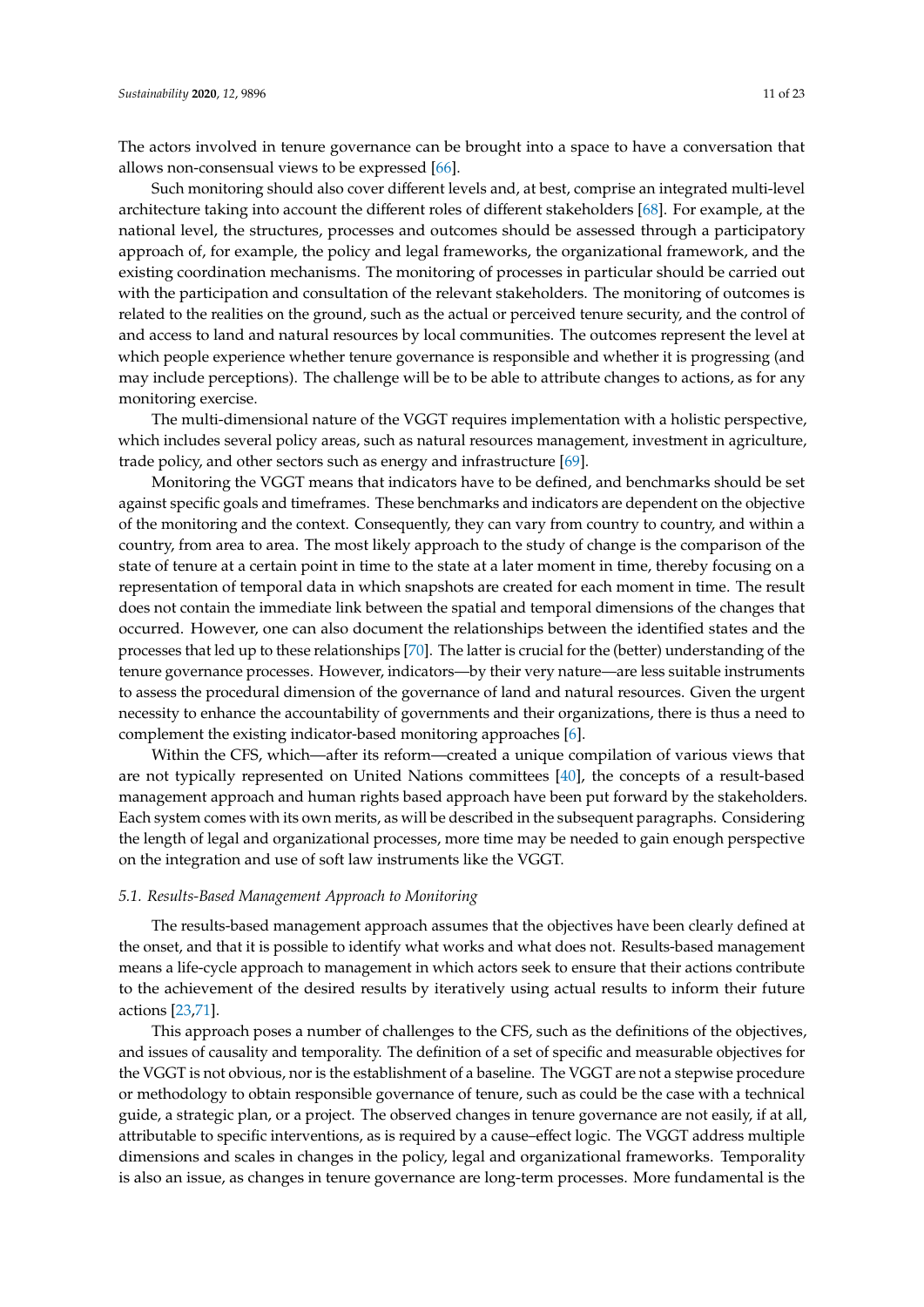The actors involved in tenure governance can be brought into a space to have a conversation that allows non-consensual views to be expressed [66].

Such monitoring should also cover different levels and, at best, comprise an integrated multi-level architecture taking into account the different roles of different stakeholders [68]. For example, at the national level, the structures, processes and outcomes should be assessed through a participatory approach of, for example, the policy and legal frameworks, the organizational framework, and the existing coordination mechanisms. The monitoring of processes in particular should be carried out with the participation and consultation of the relevant stakeholders. The monitoring of outcomes is related to the realities on the ground, such as the actual or perceived tenure security, and the control of and access to land and natural resources by local communities. The outcomes represent the level at which people experience whether tenure governance is responsible and whether it is progressing (and may include perceptions). The challenge will be to be able to attribute changes to actions, as for any monitoring exercise.

The multi-dimensional nature of the VGGT requires implementation with a holistic perspective, which includes several policy areas, such as natural resources management, investment in agriculture, trade policy, and other sectors such as energy and infrastructure [69].

Monitoring the VGGT means that indicators have to be defined, and benchmarks should be set against specific goals and timeframes. These benchmarks and indicators are dependent on the objective of the monitoring and the context. Consequently, they can vary from country to country, and within a country, from area to area. The most likely approach to the study of change is the comparison of the state of tenure at a certain point in time to the state at a later moment in time, thereby focusing on a representation of temporal data in which snapshots are created for each moment in time. The result does not contain the immediate link between the spatial and temporal dimensions of the changes that occurred. However, one can also document the relationships between the identified states and the processes that led up to these relationships [70]. The latter is crucial for the (better) understanding of the tenure governance processes. However, indicators—by their very nature—are less suitable instruments to assess the procedural dimension of the governance of land and natural resources. Given the urgent necessity to enhance the accountability of governments and their organizations, there is thus a need to complement the existing indicator-based monitoring approaches [6].

Within the CFS, which—after its reform—created a unique compilation of various views that are not typically represented on United Nations committees [40], the concepts of a result-based management approach and human rights based approach have been put forward by the stakeholders. Each system comes with its own merits, as will be described in the subsequent paragraphs. Considering the length of legal and organizational processes, more time may be needed to gain enough perspective on the integration and use of soft law instruments like the VGGT.

### *5.1. Results-Based Management Approach to Monitoring*

The results-based management approach assumes that the objectives have been clearly defined at the onset, and that it is possible to identify what works and what does not. Results-based management means a life-cycle approach to management in which actors seek to ensure that their actions contribute to the achievement of the desired results by iteratively using actual results to inform their future actions [23,71].

This approach poses a number of challenges to the CFS, such as the definitions of the objectives, and issues of causality and temporality. The definition of a set of specific and measurable objectives for the VGGT is not obvious, nor is the establishment of a baseline. The VGGT are not a stepwise procedure or methodology to obtain responsible governance of tenure, such as could be the case with a technical guide, a strategic plan, or a project. The observed changes in tenure governance are not easily, if at all, attributable to specific interventions, as is required by a cause–effect logic. The VGGT address multiple dimensions and scales in changes in the policy, legal and organizational frameworks. Temporality is also an issue, as changes in tenure governance are long-term processes. More fundamental is the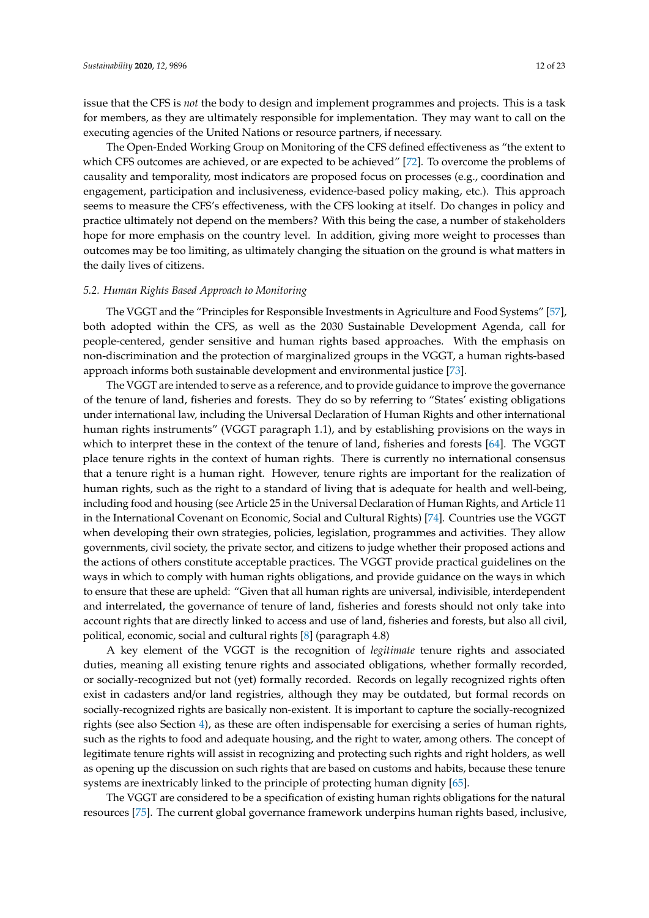issue that the CFS is *not* the body to design and implement programmes and projects. This is a task for members, as they are ultimately responsible for implementation. They may want to call on the executing agencies of the United Nations or resource partners, if necessary.

The Open-Ended Working Group on Monitoring of the CFS defined effectiveness as "the extent to which CFS outcomes are achieved, or are expected to be achieved" [72]. To overcome the problems of causality and temporality, most indicators are proposed focus on processes (e.g., coordination and engagement, participation and inclusiveness, evidence-based policy making, etc.). This approach seems to measure the CFS's effectiveness, with the CFS looking at itself. Do changes in policy and practice ultimately not depend on the members? With this being the case, a number of stakeholders hope for more emphasis on the country level. In addition, giving more weight to processes than outcomes may be too limiting, as ultimately changing the situation on the ground is what matters in the daily lives of citizens.

### *5.2. Human Rights Based Approach to Monitoring*

The VGGT and the "Principles for Responsible Investments in Agriculture and Food Systems" [57], both adopted within the CFS, as well as the 2030 Sustainable Development Agenda, call for people-centered, gender sensitive and human rights based approaches. With the emphasis on non-discrimination and the protection of marginalized groups in the VGGT, a human rights-based approach informs both sustainable development and environmental justice [73].

The VGGT are intended to serve as a reference, and to provide guidance to improve the governance of the tenure of land, fisheries and forests. They do so by referring to "States' existing obligations under international law, including the Universal Declaration of Human Rights and other international human rights instruments" (VGGT paragraph 1.1), and by establishing provisions on the ways in which to interpret these in the context of the tenure of land, fisheries and forests [64]. The VGGT place tenure rights in the context of human rights. There is currently no international consensus that a tenure right is a human right. However, tenure rights are important for the realization of human rights, such as the right to a standard of living that is adequate for health and well-being, including food and housing (see Article 25 in the Universal Declaration of Human Rights, and Article 11 in the International Covenant on Economic, Social and Cultural Rights) [74]. Countries use the VGGT when developing their own strategies, policies, legislation, programmes and activities. They allow governments, civil society, the private sector, and citizens to judge whether their proposed actions and the actions of others constitute acceptable practices. The VGGT provide practical guidelines on the ways in which to comply with human rights obligations, and provide guidance on the ways in which to ensure that these are upheld: "Given that all human rights are universal, indivisible, interdependent and interrelated, the governance of tenure of land, fisheries and forests should not only take into account rights that are directly linked to access and use of land, fisheries and forests, but also all civil, political, economic, social and cultural rights [8] (paragraph 4.8)

A key element of the VGGT is the recognition of *legitimate* tenure rights and associated duties, meaning all existing tenure rights and associated obligations, whether formally recorded, or socially-recognized but not (yet) formally recorded. Records on legally recognized rights often exist in cadasters and/or land registries, although they may be outdated, but formal records on socially-recognized rights are basically non-existent. It is important to capture the socially-recognized rights (see also Section 4), as these are often indispensable for exercising a series of human rights, such as the rights to food and adequate housing, and the right to water, among others. The concept of legitimate tenure rights will assist in recognizing and protecting such rights and right holders, as well as opening up the discussion on such rights that are based on customs and habits, because these tenure systems are inextricably linked to the principle of protecting human dignity [65].

The VGGT are considered to be a specification of existing human rights obligations for the natural resources [75]. The current global governance framework underpins human rights based, inclusive,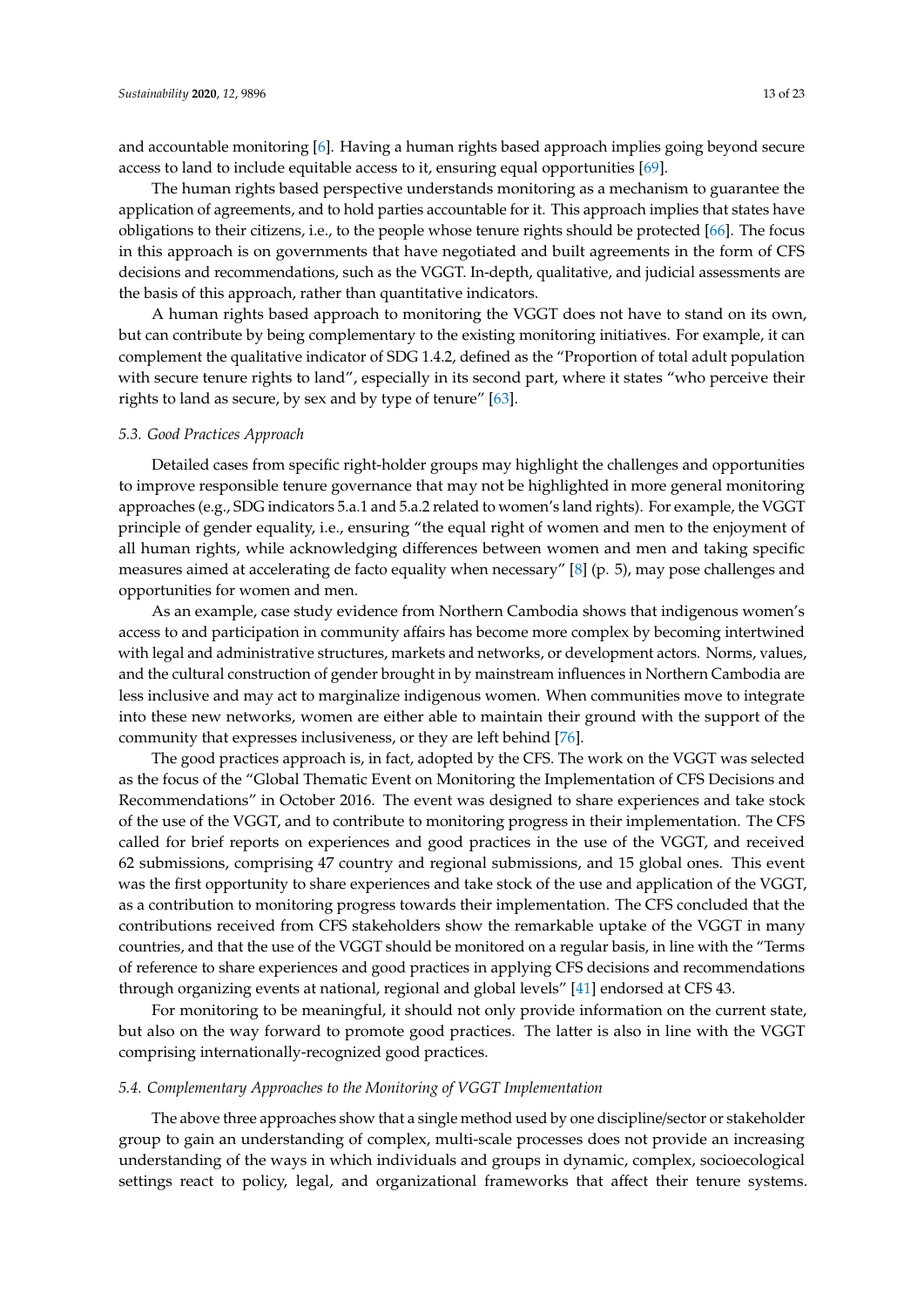and accountable monitoring [6]. Having a human rights based approach implies going beyond secure access to land to include equitable access to it, ensuring equal opportunities [69].

The human rights based perspective understands monitoring as a mechanism to guarantee the application of agreements, and to hold parties accountable for it. This approach implies that states have obligations to their citizens, i.e., to the people whose tenure rights should be protected [66]. The focus in this approach is on governments that have negotiated and built agreements in the form of CFS decisions and recommendations, such as the VGGT. In-depth, qualitative, and judicial assessments are the basis of this approach, rather than quantitative indicators.

A human rights based approach to monitoring the VGGT does not have to stand on its own, but can contribute by being complementary to the existing monitoring initiatives. For example, it can complement the qualitative indicator of SDG 1.4.2, defined as the "Proportion of total adult population with secure tenure rights to land", especially in its second part, where it states "who perceive their rights to land as secure, by sex and by type of tenure" [63].

### *5.3. Good Practices Approach*

Detailed cases from specific right-holder groups may highlight the challenges and opportunities to improve responsible tenure governance that may not be highlighted in more general monitoring approaches (e.g., SDG indicators 5.a.1 and 5.a.2 related to women's land rights). For example, the VGGT principle of gender equality, i.e., ensuring "the equal right of women and men to the enjoyment of all human rights, while acknowledging differences between women and men and taking specific measures aimed at accelerating de facto equality when necessary" [8] (p. 5), may pose challenges and opportunities for women and men.

As an example, case study evidence from Northern Cambodia shows that indigenous women's access to and participation in community affairs has become more complex by becoming intertwined with legal and administrative structures, markets and networks, or development actors. Norms, values, and the cultural construction of gender brought in by mainstream influences in Northern Cambodia are less inclusive and may act to marginalize indigenous women. When communities move to integrate into these new networks, women are either able to maintain their ground with the support of the community that expresses inclusiveness, or they are left behind [76].

The good practices approach is, in fact, adopted by the CFS. The work on the VGGT was selected as the focus of the "Global Thematic Event on Monitoring the Implementation of CFS Decisions and Recommendations" in October 2016. The event was designed to share experiences and take stock of the use of the VGGT, and to contribute to monitoring progress in their implementation. The CFS called for brief reports on experiences and good practices in the use of the VGGT, and received 62 submissions, comprising 47 country and regional submissions, and 15 global ones. This event was the first opportunity to share experiences and take stock of the use and application of the VGGT, as a contribution to monitoring progress towards their implementation. The CFS concluded that the contributions received from CFS stakeholders show the remarkable uptake of the VGGT in many countries, and that the use of the VGGT should be monitored on a regular basis, in line with the "Terms of reference to share experiences and good practices in applying CFS decisions and recommendations through organizing events at national, regional and global levels" [41] endorsed at CFS 43.

For monitoring to be meaningful, it should not only provide information on the current state, but also on the way forward to promote good practices. The latter is also in line with the VGGT comprising internationally-recognized good practices.

### *5.4. Complementary Approaches to the Monitoring of VGGT Implementation*

The above three approaches show that a single method used by one discipline/sector or stakeholder group to gain an understanding of complex, multi-scale processes does not provide an increasing understanding of the ways in which individuals and groups in dynamic, complex, socioecological settings react to policy, legal, and organizational frameworks that affect their tenure systems.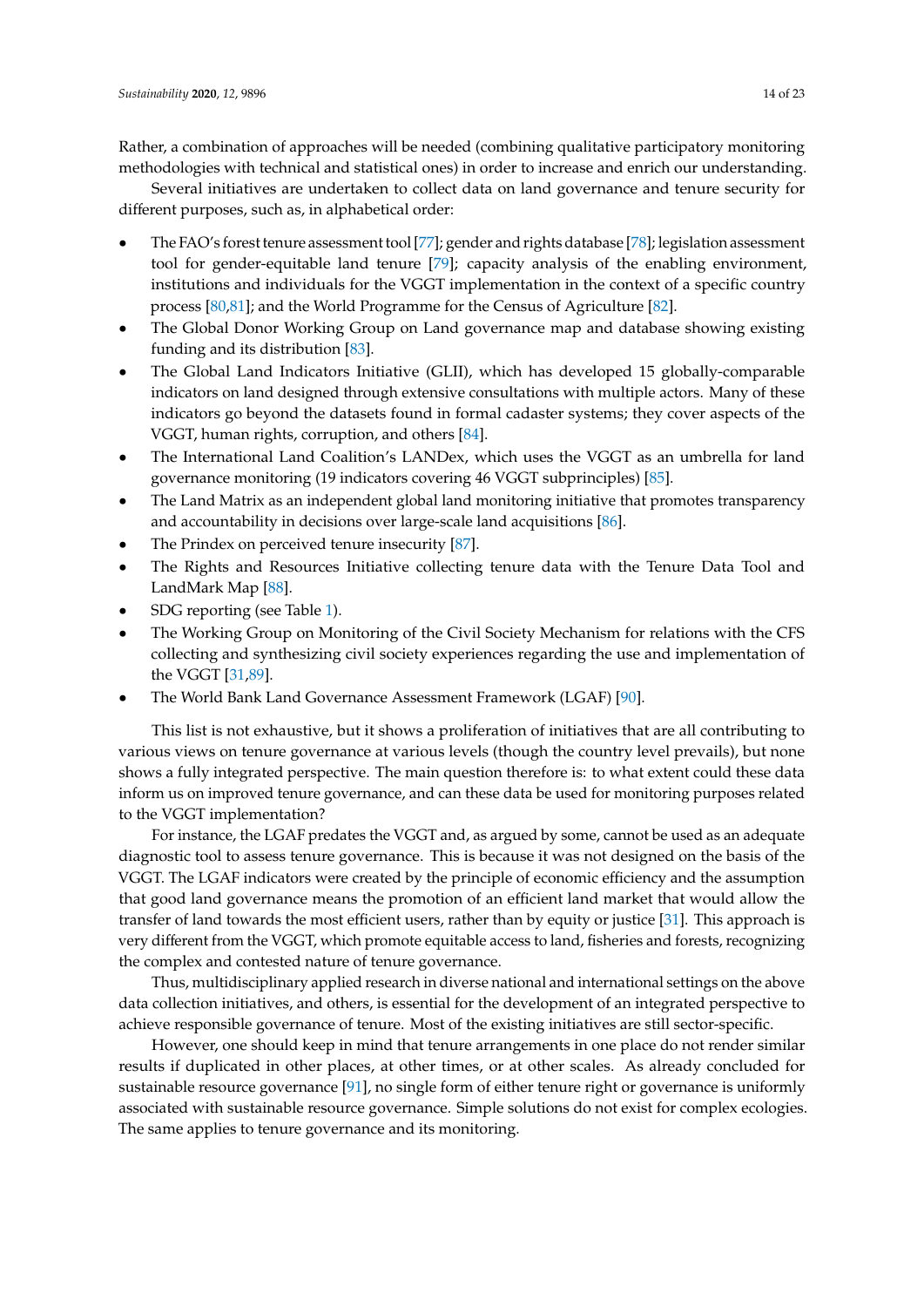Rather, a combination of approaches will be needed (combining qualitative participatory monitoring methodologies with technical and statistical ones) in order to increase and enrich our understanding.

Several initiatives are undertaken to collect data on land governance and tenure security for different purposes, such as, in alphabetical order:

- The FAO's forest tenure assessment tool [77]; gender and rights database [78]; legislation assessment tool for gender-equitable land tenure [79]; capacity analysis of the enabling environment, institutions and individuals for the VGGT implementation in the context of a specific country process [80,81]; and the World Programme for the Census of Agriculture [82].
- The Global Donor Working Group on Land governance map and database showing existing funding and its distribution [83].
- The Global Land Indicators Initiative (GLII), which has developed 15 globally-comparable indicators on land designed through extensive consultations with multiple actors. Many of these indicators go beyond the datasets found in formal cadaster systems; they cover aspects of the VGGT, human rights, corruption, and others [84].
- The International Land Coalition's LANDex, which uses the VGGT as an umbrella for land governance monitoring (19 indicators covering 46 VGGT subprinciples) [85].
- The Land Matrix as an independent global land monitoring initiative that promotes transparency and accountability in decisions over large-scale land acquisitions [86].
- The Prindex on perceived tenure insecurity [87].
- The Rights and Resources Initiative collecting tenure data with the Tenure Data Tool and LandMark Map [88].
- SDG reporting (see Table 1).
- The Working Group on Monitoring of the Civil Society Mechanism for relations with the CFS collecting and synthesizing civil society experiences regarding the use and implementation of the VGGT [31,89].
- The World Bank Land Governance Assessment Framework (LGAF) [90].

This list is not exhaustive, but it shows a proliferation of initiatives that are all contributing to various views on tenure governance at various levels (though the country level prevails), but none shows a fully integrated perspective. The main question therefore is: to what extent could these data inform us on improved tenure governance, and can these data be used for monitoring purposes related to the VGGT implementation?

For instance, the LGAF predates the VGGT and, as argued by some, cannot be used as an adequate diagnostic tool to assess tenure governance. This is because it was not designed on the basis of the VGGT. The LGAF indicators were created by the principle of economic efficiency and the assumption that good land governance means the promotion of an efficient land market that would allow the transfer of land towards the most efficient users, rather than by equity or justice [31]. This approach is very different from the VGGT, which promote equitable access to land, fisheries and forests, recognizing the complex and contested nature of tenure governance.

Thus, multidisciplinary applied research in diverse national and international settings on the above data collection initiatives, and others, is essential for the development of an integrated perspective to achieve responsible governance of tenure. Most of the existing initiatives are still sector-specific.

However, one should keep in mind that tenure arrangements in one place do not render similar results if duplicated in other places, at other times, or at other scales. As already concluded for sustainable resource governance [91], no single form of either tenure right or governance is uniformly associated with sustainable resource governance. Simple solutions do not exist for complex ecologies. The same applies to tenure governance and its monitoring.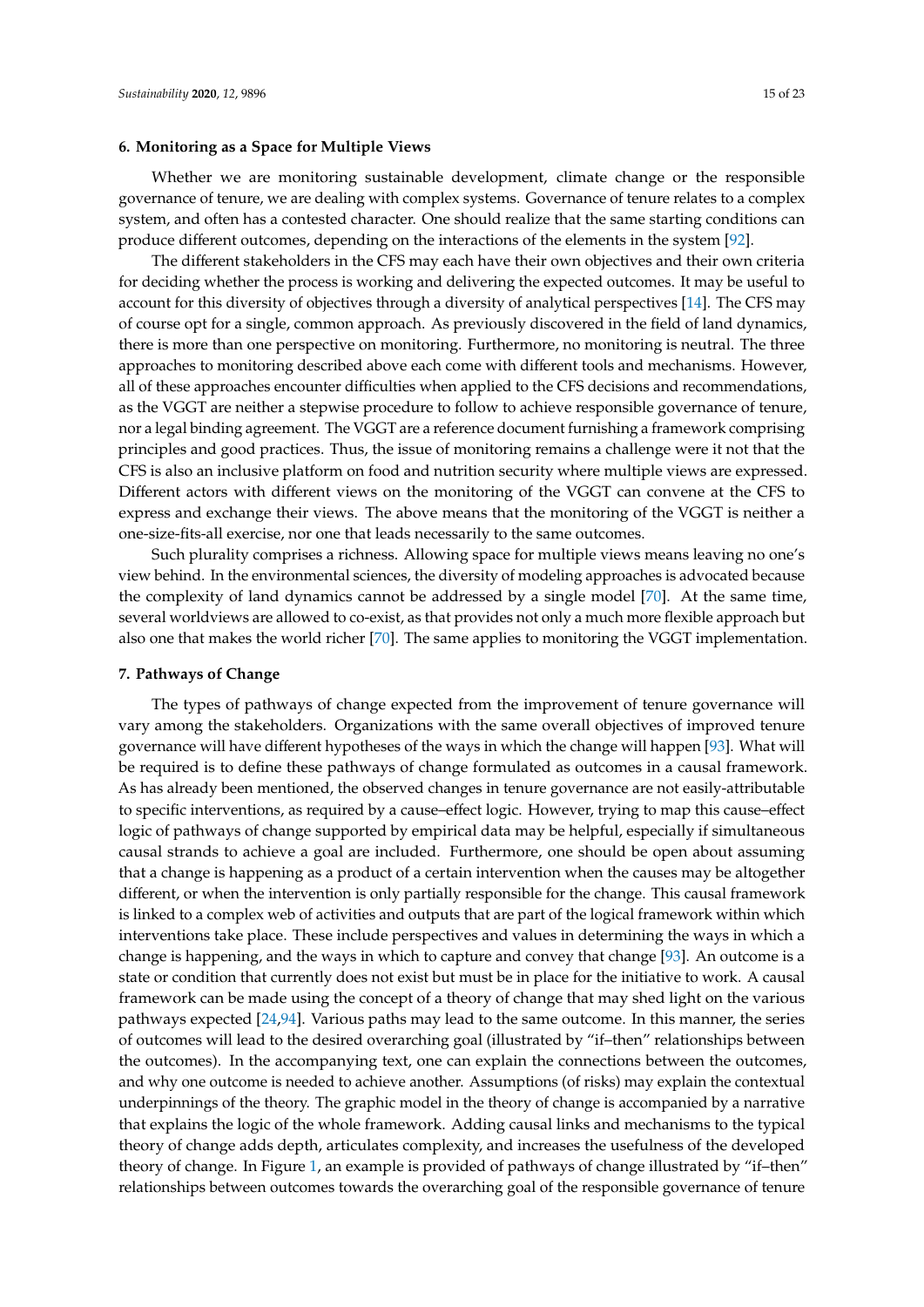## 6. Monitoring as a Space for Multiple Views

Whether we are monitoring sustainable development, climate change or the responsible governance of tenure, we are dealing with complex systems. Governance of tenure relates to a complex system, and often has a contested character. One should realize that the same starting conditions can produce different outcomes, depending on the interactions of the elements in the system [92].

The different stakeholders in the CFS may each have their own objectives and their own criteria for deciding whether the process is working and delivering the expected outcomes. It may be useful to account for this diversity of objectives through a diversity of analytical perspectives [14]. The CFS may of course opt for a single, common approach. As previously discovered in the field of land dynamics, there is more than one perspective on monitoring. Furthermore, no monitoring is neutral. The three approaches to monitoring described above each come with different tools and mechanisms. However, all of these approaches encounter difficulties when applied to the CFS decisions and recommendations, as the VGGT are neither a stepwise procedure to follow to achieve responsible governance of tenure, nor a legal binding agreement. The VGGT are a reference document furnishing a framework comprising principles and good practices. Thus, the issue of monitoring remains a challenge were it not that the CFS is also an inclusive platform on food and nutrition security where multiple views are expressed. Different actors with different views on the monitoring of the VGGT can convene at the CFS to express and exchange their views. The above means that the monitoring of the VGGT is neither a one-size-fits-all exercise, nor one that leads necessarily to the same outcomes.

Such plurality comprises a richness. Allowing space for multiple views means leaving no one's view behind. In the environmental sciences, the diversity of modeling approaches is advocated because the complexity of land dynamics cannot be addressed by a single model [70]. At the same time, several worldviews are allowed to co-exist, as that provides not only a much more flexible approach but also one that makes the world richer [70]. The same applies to monitoring the VGGT implementation.

## 7. Pathways of Change

The types of pathways of change expected from the improvement of tenure governance will vary among the stakeholders. Organizations with the same overall objectives of improved tenure governance will have different hypotheses of the ways in which the change will happen [93]. What will be required is to define these pathways of change formulated as outcomes in a causal framework. As has already been mentioned, the observed changes in tenure governance are not easily-attributable to specific interventions, as required by a cause–effect logic. However, trying to map this cause–effect logic of pathways of change supported by empirical data may be helpful, especially if simultaneous causal strands to achieve a goal are included. Furthermore, one should be open about assuming that a change is happening as a product of a certain intervention when the causes may be altogether different, or when the intervention is only partially responsible for the change. This causal framework is linked to a complex web of activities and outputs that are part of the logical framework within which interventions take place. These include perspectives and values in determining the ways in which a change is happening, and the ways in which to capture and convey that change [93]. An outcome is a state or condition that currently does not exist but must be in place for the initiative to work. A causal framework can be made using the concept of a theory of change that may shed light on the various pathways expected [24,94]. Various paths may lead to the same outcome. In this manner, the series of outcomes will lead to the desired overarching goal (illustrated by "if–then" relationships between the outcomes). In the accompanying text, one can explain the connections between the outcomes, and why one outcome is needed to achieve another. Assumptions (of risks) may explain the contextual underpinnings of the theory. The graphic model in the theory of change is accompanied by a narrative that explains the logic of the whole framework. Adding causal links and mechanisms to the typical theory of change adds depth, articulates complexity, and increases the usefulness of the developed theory of change. In Figure 1, an example is provided of pathways of change illustrated by "if–then" relationships between outcomes towards the overarching goal of the responsible governance of tenure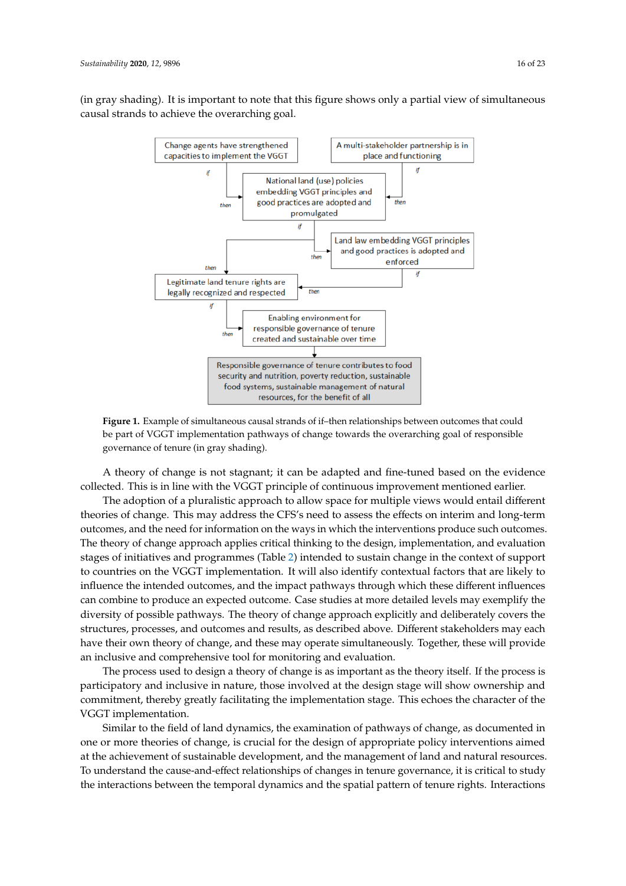(in gray shading). It is important to note that this figure shows only a partial view of simultaneous causal strands to achieve the overarching goal.

**Figure 1.** Example of simultaneous causal strands of if–then relationships between outcomes that could be part of VGGT implementation pathways of change towards the overarching goal of responsible governance of tenure (in gray shading).

A theory of change is not stagnant; it can be adapted and fine-tuned based on the evidence collected. This is in line with the VGGT principle of continuous improvement mentioned earlier.

The adoption of a pluralistic approach to allow space for multiple views would entail different theories of change. This may address the CFS's need to assess the effects on interim and long-term outcomes, and the need for information on the ways in which the interventions produce such outcomes. The theory of change approach applies critical thinking to the design, implementation, and evaluation stages of initiatives and programmes (Table 2) intended to sustain change in the context of support to countries on the VGGT implementation. It will also identify contextual factors that are likely to influence the intended outcomes, and the impact pathways through which these different influences can combine to produce an expected outcome. Case studies at more detailed levels may exemplify the diversity of possible pathways. The theory of change approach explicitly and deliberately covers the structures, processes, and outcomes and results, as described above. Different stakeholders may each have their own theory of change, and these may operate simultaneously. Together, these will provide an inclusive and comprehensive tool for monitoring and evaluation.

The process used to design a theory of change is as important as the theory itself. If the process is participatory and inclusive in nature, those involved at the design stage will show ownership and commitment, thereby greatly facilitating the implementation stage. This echoes the character of the VGGT implementation.

Similar to the field of land dynamics, the examination of pathways of change, as documented in one or more theories of change, is crucial for the design of appropriate policy interventions aimed at the achievement of sustainable development, and the management of land and natural resources. To understand the cause-and-effect relationships of changes in tenure governance, it is critical to study the interactions between the temporal dynamics and the spatial pattern of tenure rights. Interactions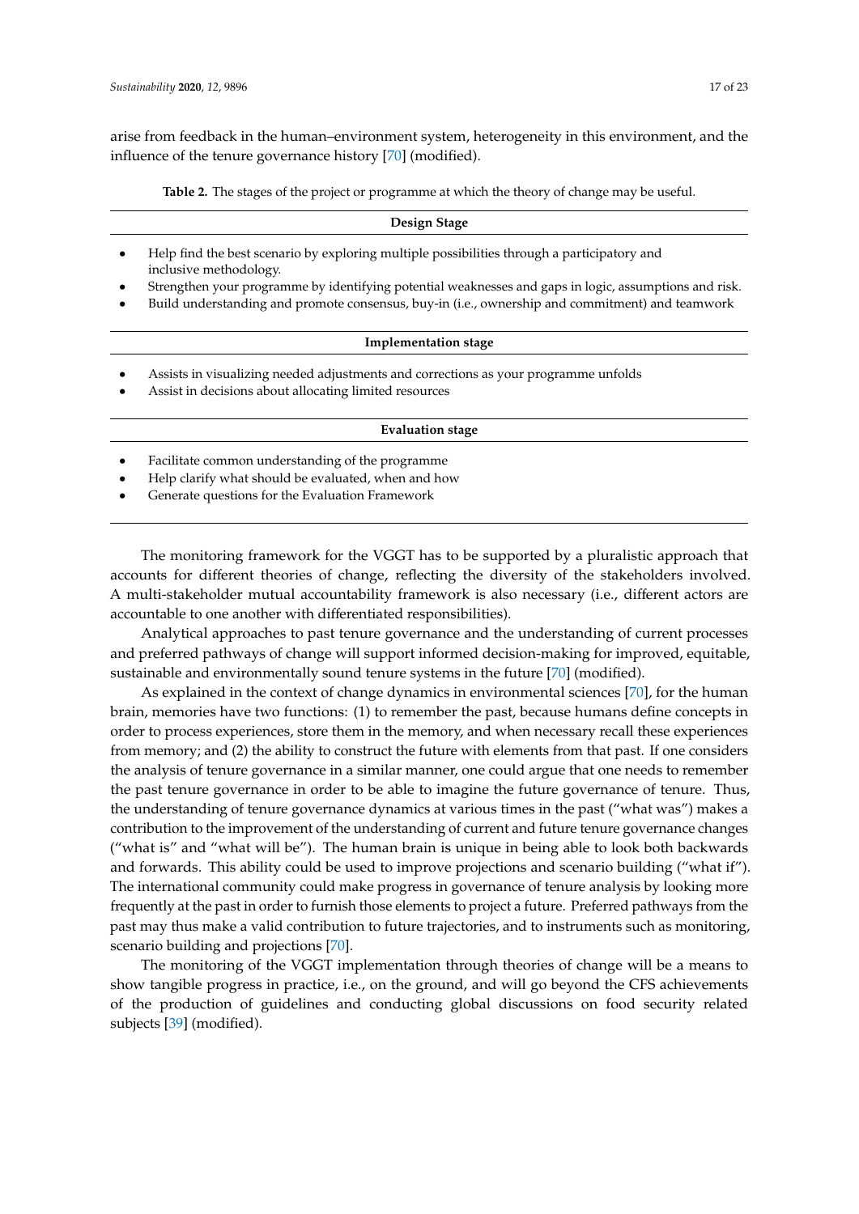arise from feedback in the human–environment system, heterogeneity in this environment, and the influence of the tenure governance history [70] (modified).

**Table 2.** The stages of the project or programme at which the theory of change may be useful.

| **Design Stage** |
|---|
| • Help find the best scenario by exploring multiple possibilities through a participatory and inclusive methodology. <br> • Strengthen your programme by identifying potential weaknesses and gaps in logic, assumptions and risk. <br> • Build understanding and promote consensus, buy-in (i.e., ownership and commitment) and teamwork |
| **Implementation stage** |
| • Assists in visualizing needed adjustments and corrections as your programme unfolds <br> • Assist in decisions about allocating limited resources |
| **Evaluation stage** |
| • Facilitate common understanding of the programme <br> • Help clarify what should be evaluated, when and how <br> • Generate questions for the Evaluation Framework |

The monitoring framework for the VGGT has to be supported by a pluralistic approach that accounts for different theories of change, reflecting the diversity of the stakeholders involved. A multi-stakeholder mutual accountability framework is also necessary (i.e., different actors are accountable to one another with differentiated responsibilities).

Analytical approaches to past tenure governance and the understanding of current processes and preferred pathways of change will support informed decision-making for improved, equitable, sustainable and environmentally sound tenure systems in the future [70] (modified).

As explained in the context of change dynamics in environmental sciences [70], for the human brain, memories have two functions: (1) to remember the past, because humans define concepts in order to process experiences, store them in the memory, and when necessary recall these experiences from memory; and (2) the ability to construct the future with elements from that past. If one considers the analysis of tenure governance in a similar manner, one could argue that one needs to remember the past tenure governance in order to be able to imagine the future governance of tenure. Thus, the understanding of tenure governance dynamics at various times in the past ("what was") makes a contribution to the improvement of the understanding of current and future tenure governance changes ("what is" and "what will be"). The human brain is unique in being able to look both backwards and forwards. This ability could be used to improve projections and scenario building ("what if"). The international community could make progress in governance of tenure analysis by looking more frequently at the past in order to furnish those elements to project a future. Preferred pathways from the past may thus make a valid contribution to future trajectories, and to instruments such as monitoring, scenario building and projections [70].

The monitoring of the VGGT implementation through theories of change will be a means to show tangible progress in practice, i.e., on the ground, and will go beyond the CFS achievements of the production of guidelines and conducting global discussions on food security related subjects [39] (modified).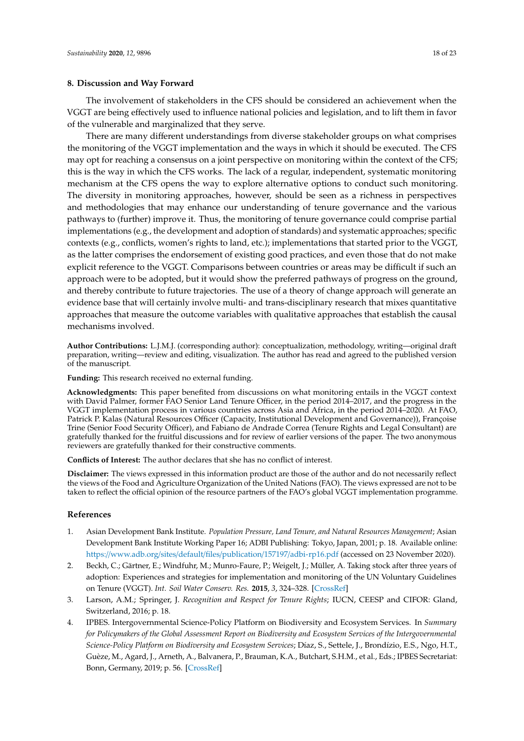## 8. Discussion and Way Forward

The involvement of stakeholders in the CFS should be considered an achievement when the VGGT are being effectively used to influence national policies and legislation, and to lift them in favor of the vulnerable and marginalized that they serve.

There are many different understandings from diverse stakeholder groups on what comprises the monitoring of the VGGT implementation and the ways in which it should be executed. The CFS may opt for reaching a consensus on a joint perspective on monitoring within the context of the CFS; this is the way in which the CFS works. The lack of a regular, independent, systematic monitoring mechanism at the CFS opens the way to explore alternative options to conduct such monitoring. The diversity in monitoring approaches, however, should be seen as a richness in perspectives and methodologies that may enhance our understanding of tenure governance and the various pathways to (further) improve it. Thus, the monitoring of tenure governance could comprise partial implementations (e.g., the development and adoption of standards) and systematic approaches; specific contexts (e.g., conflicts, women's rights to land, etc.); implementations that started prior to the VGGT, as the latter comprises the endorsement of existing good practices, and even those that do not make explicit reference to the VGGT. Comparisons between countries or areas may be difficult if such an approach were to be adopted, but it would show the preferred pathways of progress on the ground, and thereby contribute to future trajectories. The use of a theory of change approach will generate an evidence base that will certainly involve multi- and trans-disciplinary research that mixes quantitative approaches that measure the outcome variables with qualitative approaches that establish the causal mechanisms involved.

**Author Contributions:** L.J.M.J. (corresponding author): conceptualization, methodology, writing—original draft preparation, writing—review and editing, visualization. The author has read and agreed to the published version of the manuscript.

**Funding:** This research received no external funding.

**Acknowledgments:** This paper benefited from discussions on what monitoring entails in the VGGT context with David Palmer, former FAO Senior Land Tenure Officer, in the period 2014–2017, and the progress in the VGGT implementation process in various countries across Asia and Africa, in the period 2014–2020. At FAO, Patrick P. Kalas (Natural Resources Officer (Capacity, Institutional Development and Governance)), Françoise Trine (Senior Food Security Officer), and Fabiano de Andrade Correa (Tenure Rights and Legal Consultant) are gratefully thanked for the fruitful discussions and for review of earlier versions of the paper. The two anonymous reviewers are gratefully thanked for their constructive comments.

**Conflicts of Interest:** The author declares that she has no conflict of interest.

**Disclaimer:** The views expressed in this information product are those of the author and do not necessarily reflect the views of the Food and Agriculture Organization of the United Nations (FAO). The views expressed are not to be taken to reflect the official opinion of the resource partners of the FAO's global VGGT implementation programme.

## References

1. Asian Development Bank Institute. *Population Pressure, Land Tenure, and Natural Resources Management*; Asian Development Bank Institute Working Paper 16; ADBI Publishing: Tokyo, Japan, 2001; p. 18. Available online: https://www.adb.org/sites/default/files/publication/157197/adbi-rp16.pdf (accessed on 23 November 2020).
2. Beckh, C.; Gärtner, E.; Windfuhr, M.; Munro-Faure, P.; Weigelt, J.; Müller, A. Taking stock after three years of adoption: Experiences and strategies for implementation and monitoring of the UN Voluntary Guidelines on Tenure (VGGT). *Int. Soil Water Conserv. Res.* **2015**, *3*, 324–328. [CrossRef]
3. Larson, A.M.; Springer, J. *Recognition and Respect for Tenure Rights*; IUCN, CEESP and CIFOR: Gland, Switzerland, 2016; p. 18.
4. IPBES. Intergovernmental Science-Policy Platform on Biodiversity and Ecosystem Services. In *Summary for Policymakers of the Global Assessment Report on Biodiversity and Ecosystem Services of the Intergovernmental Science-Policy Platform on Biodiversity and Ecosystem Services*; Díaz, S., Settele, J., Brondízio, E.S., Ngo, H.T., Guèze, M., Agard, J., Arneth, A., Balvanera, P., Brauman, K.A., Butchart, S.H.M., et al., Eds.; IPBES Secretariat: Bonn, Germany, 2019; p. 56. [CrossRef]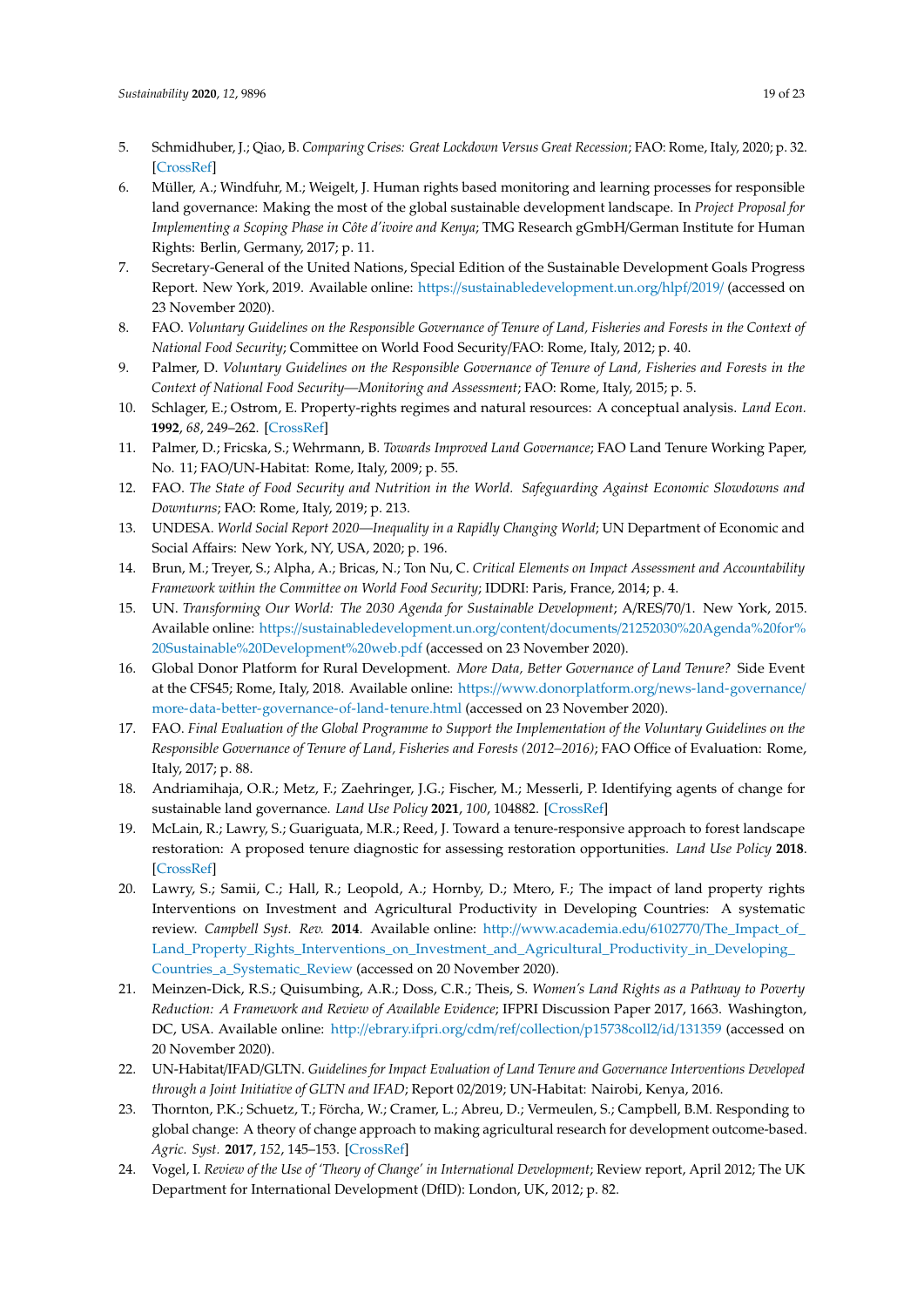5. Schmidhuber, J.; Qiao, B. *Comparing Crises: Great Lockdown Versus Great Recession*; FAO: Rome, Italy, 2020; p. 32. [CrossRef]
6. Müller, A.; Windfuhr, M.; Weigelt, J. Human rights based monitoring and learning processes for responsible land governance: Making the most of the global sustainable development landscape. In *Project Proposal for Implementing a Scoping Phase in Côte d'ivoire and Kenya*; TMG Research gGmbH/German Institute for Human Rights: Berlin, Germany, 2017; p. 11.
7. Secretary-General of the United Nations, Special Edition of the Sustainable Development Goals Progress Report. New York, 2019. Available online: https://sustainabledevelopment.un.org/hlpf/2019/ (accessed on 23 November 2020).
8. FAO. *Voluntary Guidelines on the Responsible Governance of Tenure of Land, Fisheries and Forests in the Context of National Food Security*; Committee on World Food Security/FAO: Rome, Italy, 2012; p. 40.
9. Palmer, D. *Voluntary Guidelines on the Responsible Governance of Tenure of Land, Fisheries and Forests in the Context of National Food Security—Monitoring and Assessment*; FAO: Rome, Italy, 2015; p. 5.
10. Schlager, E.; Ostrom, E. Property-rights regimes and natural resources: A conceptual analysis. *Land Econ.* **1992**, *68*, 249–262. [CrossRef]
11. Palmer, D.; Fricska, S.; Wehrmann, B. *Towards Improved Land Governance*; FAO Land Tenure Working Paper, No. 11; FAO/UN-Habitat: Rome, Italy, 2009; p. 55.
12. FAO. *The State of Food Security and Nutrition in the World. Safeguarding Against Economic Slowdowns and Downturns*; FAO: Rome, Italy, 2019; p. 213.
13. UNDESA. *World Social Report 2020—Inequality in a Rapidly Changing World*; UN Department of Economic and Social Affairs: New York, NY, USA, 2020; p. 196.
14. Brun, M.; Treyer, S.; Alpha, A.; Bricas, N.; Ton Nu, C. *Critical Elements on Impact Assessment and Accountability Framework within the Committee on World Food Security*; IDDRI: Paris, France, 2014; p. 4.
15. UN. *Transforming Our World: The 2030 Agenda for Sustainable Development*; A/RES/70/1. New York, 2015. Available online: https://sustainabledevelopment.un.org/content/documents/21252030%20Agenda%20for%20Sustainable%20Development%20web.pdf (accessed on 23 November 2020).
16. Global Donor Platform for Rural Development. *More Data, Better Governance of Land Tenure?* Side Event at the CFS45; Rome, Italy, 2018. Available online: https://www.donorplatform.org/news-land-governance/more-data-better-governance-of-land-tenure.html (accessed on 23 November 2020).
17. FAO. *Final Evaluation of the Global Programme to Support the Implementation of the Voluntary Guidelines on the Responsible Governance of Tenure of Land, Fisheries and Forests (2012–2016)*; FAO Office of Evaluation: Rome, Italy, 2017; p. 88.
18. Andriamihaja, O.R.; Metz, F.; Zaehringer, J.G.; Fischer, M.; Messerli, P. Identifying agents of change for sustainable land governance. *Land Use Policy* **2021**, *100*, 104882. [CrossRef]
19. McLain, R.; Lawry, S.; Guariguata, M.R.; Reed, J. Toward a tenure-responsive approach to forest landscape restoration: A proposed tenure diagnostic for assessing restoration opportunities. *Land Use Policy* **2018**. [CrossRef]
20. Lawry, S.; Samii, C.; Hall, R.; Leopold, A.; Hornby, D.; Mtero, F.; The impact of land property rights Interventions on Investment and Agricultural Productivity in Developing Countries: A systematic review. *Campbell Syst. Rev.* **2014**. Available online: http://www.academia.edu/6102770/The_Impact_of_Land_Property_Rights_Interventions_on_Investment_and_Agricultural_Productivity_in_Developing_Countries_a_Systematic_Review (accessed on 20 November 2020).
21. Meinzen-Dick, R.S.; Quisumbing, A.R.; Doss, C.R.; Theis, S. *Women's Land Rights as a Pathway to Poverty Reduction: A Framework and Review of Available Evidence*; IFPRI Discussion Paper 2017, 1663. Washington, DC, USA. Available online: http://ebrary.ifpri.org/cdm/ref/collection/p15738coll2/id/131359 (accessed on 20 November 2020).
22. UN-Habitat/IFAD/GLTN. *Guidelines for Impact Evaluation of Land Tenure and Governance Interventions Developed through a Joint Initiative of GLTN and IFAD*; Report 02/2019; UN-Habitat: Nairobi, Kenya, 2016.
23. Thornton, P.K.; Schuetz, T.; Förcha, W.; Cramer, L.; Abreu, D.; Vermeulen, S.; Campbell, B.M. Responding to global change: A theory of change approach to making agricultural research for development outcome-based. *Agric. Syst.* **2017**, *152*, 145–153. [CrossRef]
24. Vogel, I. *Review of the Use of 'Theory of Change' in International Development*; Review report, April 2012; The UK Department for International Development (DfID): London, UK, 2012; p. 82.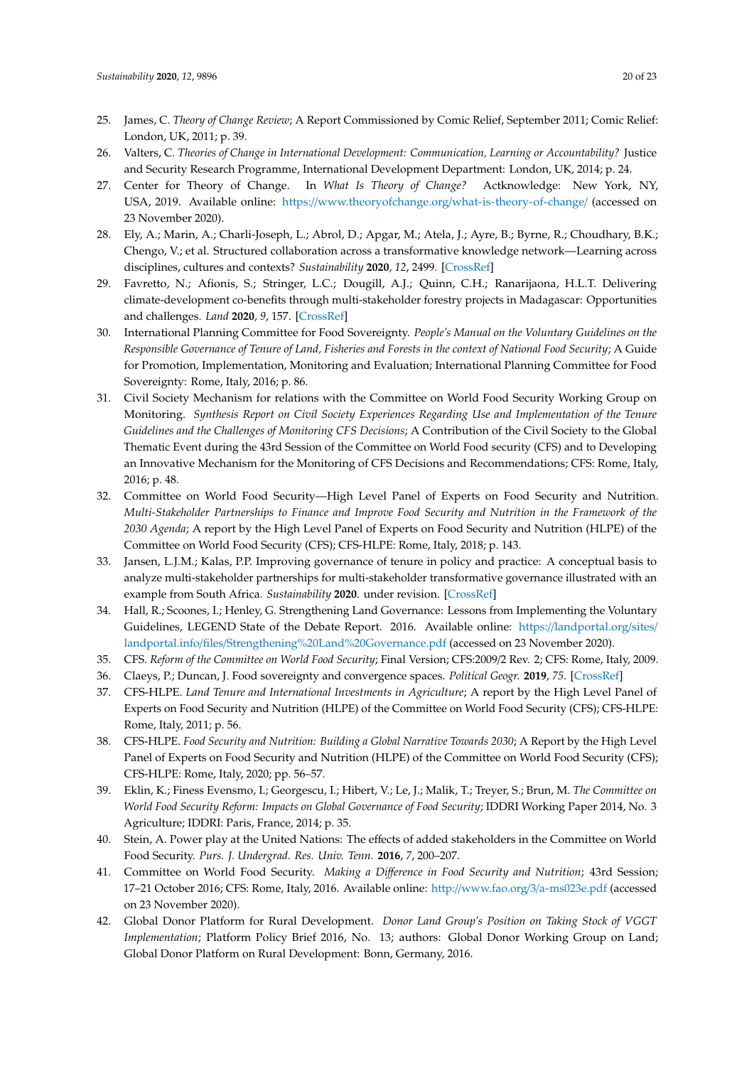25. James, C. *Theory of Change Review*; A Report Commissioned by Comic Relief, September 2011; Comic Relief: London, UK, 2011; p. 39.
26. Valters, C. *Theories of Change in International Development: Communication, Learning or Accountability?* Justice and Security Research Programme, International Development Department: London, UK, 2014; p. 24.
27. Center for Theory of Change. In *What Is Theory of Change?* Actknowledge: New York, NY, USA, 2019. Available online: https://www.theoryofchange.org/what-is-theory-of-change/ (accessed on 23 November 2020).
28. Ely, A.; Marin, A.; Charli-Joseph, L.; Abrol, D.; Apgar, M.; Atela, J.; Ayre, B.; Byrne, R.; Choudhary, B.K.; Chengo, V.; et al. Structured collaboration across a transformative knowledge network—Learning across disciplines, cultures and contexts? *Sustainability* **2020**, *12*, 2499. [CrossRef]
29. Favretto, N.; Afionis, S.; Stringer, L.C.; Dougill, A.J.; Quinn, C.H.; Ranarijaona, H.L.T. Delivering climate-development co-benefits through multi-stakeholder forestry projects in Madagascar: Opportunities and challenges. *Land* **2020**, *9*, 157. [CrossRef]
30. International Planning Committee for Food Sovereignty. *People's Manual on the Voluntary Guidelines on the Responsible Governance of Tenure of Land, Fisheries and Forests in the context of National Food Security*; A Guide for Promotion, Implementation, Monitoring and Evaluation; International Planning Committee for Food Sovereignty: Rome, Italy, 2016; p. 86.
31. Civil Society Mechanism for relations with the Committee on World Food Security Working Group on Monitoring. *Synthesis Report on Civil Society Experiences Regarding Use and Implementation of the Tenure Guidelines and the Challenges of Monitoring CFS Decisions*; A Contribution of the Civil Society to the Global Thematic Event during the 43rd Session of the Committee on World Food security (CFS) and to Developing an Innovative Mechanism for the Monitoring of CFS Decisions and Recommendations; CFS: Rome, Italy, 2016; p. 48.
32. Committee on World Food Security—High Level Panel of Experts on Food Security and Nutrition. *Multi-Stakeholder Partnerships to Finance and Improve Food Security and Nutrition in the Framework of the 2030 Agenda*; A report by the High Level Panel of Experts on Food Security and Nutrition (HLPE) of the Committee on World Food Security (CFS); CFS-HLPE: Rome, Italy, 2018; p. 143.
33. Jansen, L.J.M.; Kalas, P.P. Improving governance of tenure in policy and practice: A conceptual basis to analyze multi-stakeholder partnerships for multi-stakeholder transformative governance illustrated with an example from South Africa. *Sustainability* **2020**. under revision. [CrossRef]
34. Hall, R.; Scoones, I.; Henley, G. Strengthening Land Governance: Lessons from Implementing the Voluntary Guidelines, LEGEND State of the Debate Report. 2016. Available online: https://landportal.org/sites/landportal.info/files/Strengthening%20Land%20Governance.pdf (accessed on 23 November 2020).
35. CFS. *Reform of the Committee on World Food Security*; Final Version; CFS:2009/2 Rev. 2; CFS: Rome, Italy, 2009.
36. Claeys, P.; Duncan, J. Food sovereignty and convergence spaces. *Political Geogr.* **2019**, *75*. [CrossRef]
37. CFS-HLPE. *Land Tenure and International Investments in Agriculture*; A report by the High Level Panel of Experts on Food Security and Nutrition (HLPE) of the Committee on World Food Security (CFS); CFS-HLPE: Rome, Italy, 2011; p. 56.
38. CFS-HLPE. *Food Security and Nutrition: Building a Global Narrative Towards 2030*; A Report by the High Level Panel of Experts on Food Security and Nutrition (HLPE) of the Committee on World Food Security (CFS); CFS-HLPE: Rome, Italy, 2020; pp. 56–57.
39. Eklin, K.; Finess Evensmo, I.; Georgescu, I.; Hibert, V.; Le, J.; Malik, T.; Treyer, S.; Brun, M. *The Committee on World Food Security Reform: Impacts on Global Governance of Food Security*; IDDRI Working Paper 2014, No. 3 Agriculture; IDDRI: Paris, France, 2014; p. 35.
40. Stein, A. Power play at the United Nations: The effects of added stakeholders in the Committee on World Food Security. *Purs. J. Undergrad. Res. Univ. Tenn.* **2016**, *7*, 200–207.
41. Committee on World Food Security. *Making a Difference in Food Security and Nutrition*; 43rd Session; 17–21 October 2016; CFS: Rome, Italy, 2016. Available online: http://www.fao.org/3/a-ms023e.pdf (accessed on 23 November 2020).
42. Global Donor Platform for Rural Development. *Donor Land Group's Position on Taking Stock of VGGT Implementation*; Platform Policy Brief 2016, No. 13; authors: Global Donor Working Group on Land; Global Donor Platform on Rural Development: Bonn, Germany, 2016.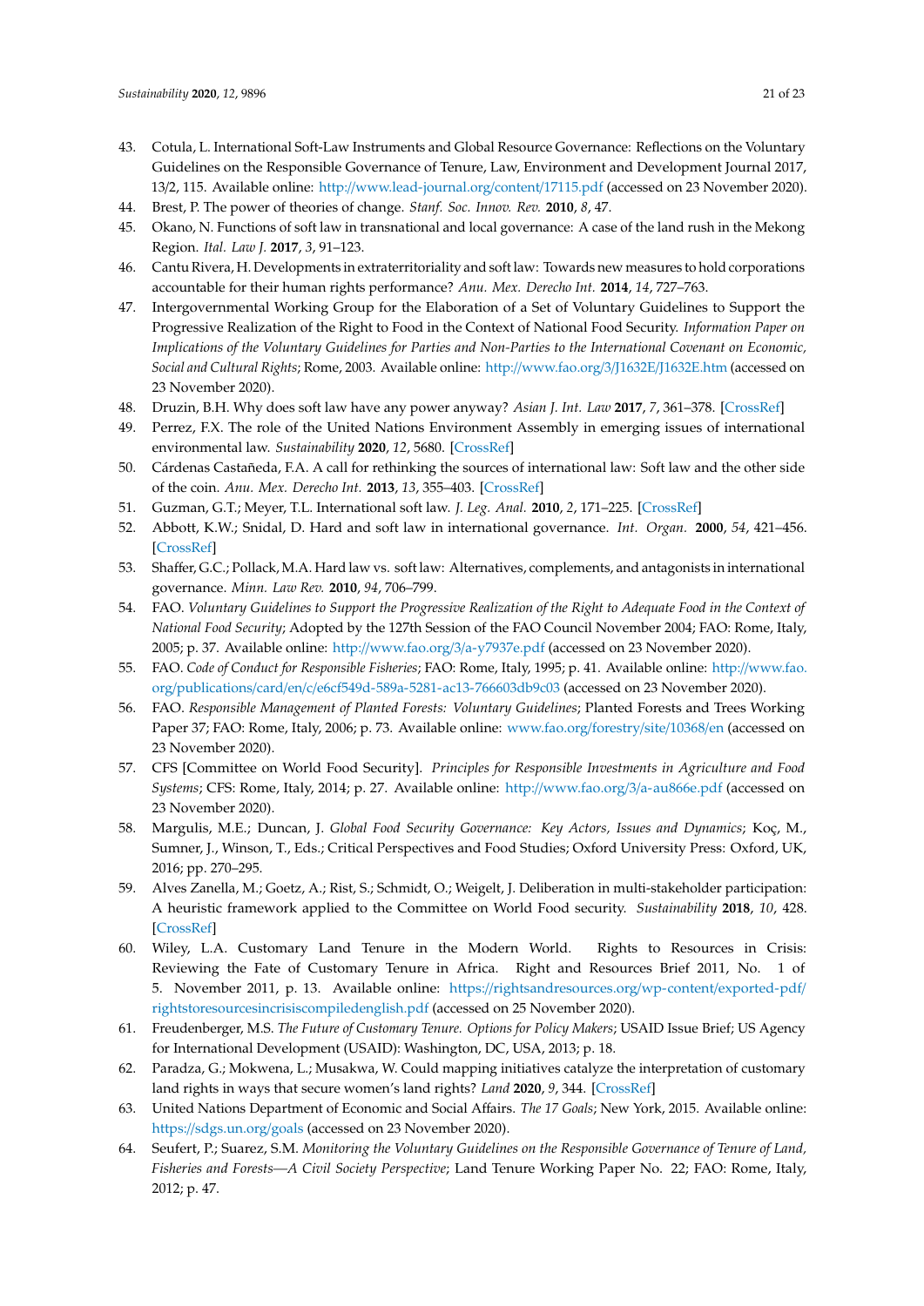43. Cotula, L. International Soft-Law Instruments and Global Resource Governance: Reflections on the Voluntary Guidelines on the Responsible Governance of Tenure, Law, Environment and Development Journal 2017, 13/2, 115. Available online: http://www.lead-journal.org/content/17115.pdf (accessed on 23 November 2020).
44. Brest, P. The power of theories of change. *Stanf. Soc. Innov. Rev.* **2010**, *8*, 47.
45. Okano, N. Functions of soft law in transnational and local governance: A case of the land rush in the Mekong Region. *Ital. Law J.* **2017**, *3*, 91–123.
46. Cantu Rivera, H. Developments in extraterritoriality and soft law: Towards new measures to hold corporations accountable for their human rights performance? *Anu. Mex. Derecho Int.* **2014**, *14*, 727–763.
47. Intergovernmental Working Group for the Elaboration of a Set of Voluntary Guidelines to Support the Progressive Realization of the Right to Food in the Context of National Food Security. *Information Paper on Implications of the Voluntary Guidelines for Parties and Non-Parties to the International Covenant on Economic, Social and Cultural Rights*; Rome, 2003. Available online: http://www.fao.org/3/J1632E/J1632E.htm (accessed on 23 November 2020).
48. Druzin, B.H. Why does soft law have any power anyway? *Asian J. Int. Law* **2017**, *7*, 361–378. [CrossRef]
49. Perrez, F.X. The role of the United Nations Environment Assembly in emerging issues of international environmental law. *Sustainability* **2020**, *12*, 5680. [CrossRef]
50. Cárdenas Castañeda, F.A. A call for rethinking the sources of international law: Soft law and the other side of the coin. *Anu. Mex. Derecho Int.* **2013**, *13*, 355–403. [CrossRef]
51. Guzman, G.T.; Meyer, T.L. International soft law. *J. Leg. Anal.* **2010**, *2*, 171–225. [CrossRef]
52. Abbott, K.W.; Snidal, D. Hard and soft law in international governance. *Int. Organ.* **2000**, *54*, 421–456. [CrossRef]
53. Shaffer, G.C.; Pollack, M.A. Hard law vs. soft law: Alternatives, complements, and antagonists in international governance. *Minn. Law Rev.* **2010**, *94*, 706–799.
54. FAO. *Voluntary Guidelines to Support the Progressive Realization of the Right to Adequate Food in the Context of National Food Security*; Adopted by the 127th Session of the FAO Council November 2004; FAO: Rome, Italy, 2005; p. 37. Available online: http://www.fao.org/3/a-y7937e.pdf (accessed on 23 November 2020).
55. FAO. *Code of Conduct for Responsible Fisheries*; FAO: Rome, Italy, 1995; p. 41. Available online: http://www.fao.org/publications/card/en/c/e6cf549d-589a-5281-ac13-766603db9c03 (accessed on 23 November 2020).
56. FAO. *Responsible Management of Planted Forests: Voluntary Guidelines*; Planted Forests and Trees Working Paper 37; FAO: Rome, Italy, 2006; p. 73. Available online: www.fao.org/forestry/site/10368/en (accessed on 23 November 2020).
57. CFS [Committee on World Food Security]. *Principles for Responsible Investments in Agriculture and Food Systems*; CFS: Rome, Italy, 2014; p. 27. Available online: http://www.fao.org/3/a-au866e.pdf (accessed on 23 November 2020).
58. Margulis, M.E.; Duncan, J. *Global Food Security Governance: Key Actors, Issues and Dynamics*; Koç, M., Sumner, J., Winson, T., Eds.; Critical Perspectives and Food Studies; Oxford University Press: Oxford, UK, 2016; pp. 270–295.
59. Alves Zanella, M.; Goetz, A.; Rist, S.; Schmidt, O.; Weigelt, J. Deliberation in multi-stakeholder participation: A heuristic framework applied to the Committee on World Food security. *Sustainability* **2018**, *10*, 428. [CrossRef]
60. Wiley, L.A. Customary Land Tenure in the Modern World. Rights to Resources in Crisis: Reviewing the Fate of Customary Tenure in Africa. Right and Resources Brief 2011, No. 1 of 5. November 2011, p. 13. Available online: https://rightsandresources.org/wp-content/exported-pdf/rightstoresourcesincrisiscompiledenglish.pdf (accessed on 25 November 2020).
61. Freudenberger, M.S. *The Future of Customary Tenure. Options for Policy Makers*; USAID Issue Brief; US Agency for International Development (USAID): Washington, DC, USA, 2013; p. 18.
62. Paradza, G.; Mokwena, L.; Musakwa, W. Could mapping initiatives catalyze the interpretation of customary land rights in ways that secure women's land rights? *Land* **2020**, *9*, 344. [CrossRef]
63. United Nations Department of Economic and Social Affairs. *The 17 Goals*; New York, 2015. Available online: https://sdgs.un.org/goals (accessed on 23 November 2020).
64. Seufert, P.; Suarez, S.M. *Monitoring the Voluntary Guidelines on the Responsible Governance of Tenure of Land, Fisheries and Forests—A Civil Society Perspective*; Land Tenure Working Paper No. 22; FAO: Rome, Italy, 2012; p. 47.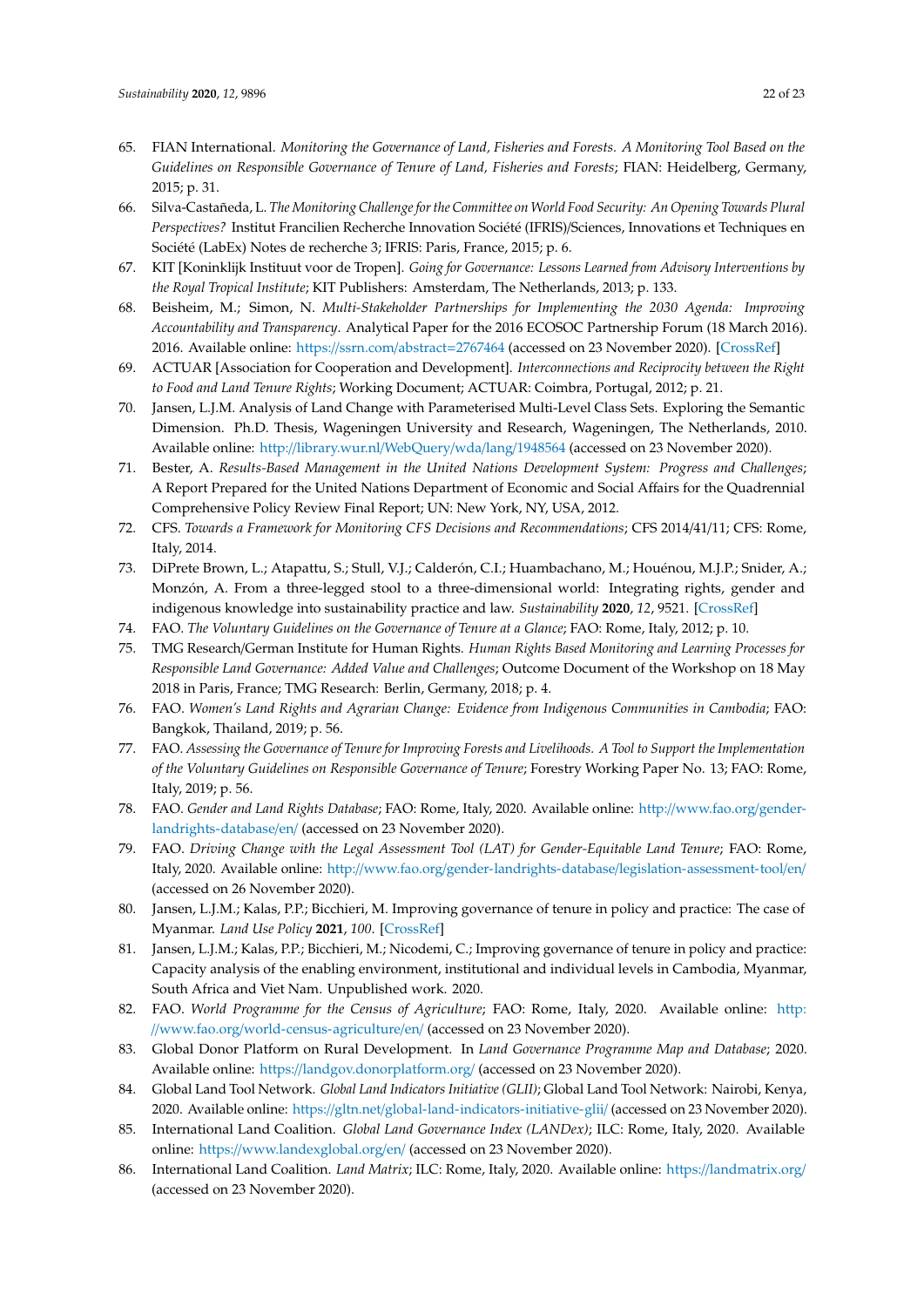65. FIAN International. *Monitoring the Governance of Land, Fisheries and Forests. A Monitoring Tool Based on the Guidelines on Responsible Governance of Tenure of Land, Fisheries and Forests*; FIAN: Heidelberg, Germany, 2015; p. 31.
66. Silva-Castañeda, L. *The Monitoring Challenge for the Committee on World Food Security: An Opening Towards Plural Perspectives?* Institut Francilien Recherche Innovation Société (IFRIS)/Sciences, Innovations et Techniques en Société (LabEx) Notes de recherche 3; IFRIS: Paris, France, 2015; p. 6.
67. KIT [Koninklijk Instituut voor de Tropen]. *Going for Governance: Lessons Learned from Advisory Interventions by the Royal Tropical Institute*; KIT Publishers: Amsterdam, The Netherlands, 2013; p. 133.
68. Beisheim, M.; Simon, N. *Multi-Stakeholder Partnerships for Implementing the 2030 Agenda: Improving Accountability and Transparency*. Analytical Paper for the 2016 ECOSOC Partnership Forum (18 March 2016). 2016. Available online: https://ssrn.com/abstract=2767464 (accessed on 23 November 2020). [CrossRef]
69. ACTUAR [Association for Cooperation and Development]. *Interconnections and Reciprocity between the Right to Food and Land Tenure Rights*; Working Document; ACTUAR: Coimbra, Portugal, 2012; p. 21.
70. Jansen, L.J.M. Analysis of Land Change with Parameterised Multi-Level Class Sets. Exploring the Semantic Dimension. Ph.D. Thesis, Wageningen University and Research, Wageningen, The Netherlands, 2010. Available online: http://library.wur.nl/WebQuery/wda/lang/1948564 (accessed on 23 November 2020).
71. Bester, A. *Results-Based Management in the United Nations Development System: Progress and Challenges*; A Report Prepared for the United Nations Department of Economic and Social Affairs for the Quadrennial Comprehensive Policy Review Final Report; UN: New York, NY, USA, 2012.
72. CFS. *Towards a Framework for Monitoring CFS Decisions and Recommendations*; CFS 2014/41/11; CFS: Rome, Italy, 2014.
73. DiPrete Brown, L.; Atapattu, S.; Stull, V.J.; Calderón, C.I.; Huambachano, M.; Houénou, M.J.P.; Snider, A.; Monzón, A. From a three-legged stool to a three-dimensional world: Integrating rights, gender and indigenous knowledge into sustainability practice and law. *Sustainability* **2020**, *12*, 9521. [CrossRef]
74. FAO. *The Voluntary Guidelines on the Governance of Tenure at a Glance*; FAO: Rome, Italy, 2012; p. 10.
75. TMG Research/German Institute for Human Rights. *Human Rights Based Monitoring and Learning Processes for Responsible Land Governance: Added Value and Challenges*; Outcome Document of the Workshop on 18 May 2018 in Paris, France; TMG Research: Berlin, Germany, 2018; p. 4.
76. FAO. *Women's Land Rights and Agrarian Change: Evidence from Indigenous Communities in Cambodia*; FAO: Bangkok, Thailand, 2019; p. 56.
77. FAO. *Assessing the Governance of Tenure for Improving Forests and Livelihoods. A Tool to Support the Implementation of the Voluntary Guidelines on Responsible Governance of Tenure*; Forestry Working Paper No. 13; FAO: Rome, Italy, 2019; p. 56.
78. FAO. *Gender and Land Rights Database*; FAO: Rome, Italy, 2020. Available online: http://www.fao.org/gender-landrights-database/en/ (accessed on 23 November 2020).
79. FAO. *Driving Change with the Legal Assessment Tool (LAT) for Gender-Equitable Land Tenure*; FAO: Rome, Italy, 2020. Available online: http://www.fao.org/gender-landrights-database/legislation-assessment-tool/en/ (accessed on 26 November 2020).
80. Jansen, L.J.M.; Kalas, P.P.; Bicchieri, M. Improving governance of tenure in policy and practice: The case of Myanmar. *Land Use Policy* **2021**, *100*. [CrossRef]
81. Jansen, L.J.M.; Kalas, P.P.; Bicchieri, M.; Nicodemi, C.; Improving governance of tenure in policy and practice: Capacity analysis of the enabling environment, institutional and individual levels in Cambodia, Myanmar, South Africa and Viet Nam. Unpublished work. 2020.
82. FAO. *World Programme for the Census of Agriculture*; FAO: Rome, Italy, 2020. Available online: http://www.fao.org/world-census-agriculture/en/ (accessed on 23 November 2020).
83. Global Donor Platform on Rural Development. In *Land Governance Programme Map and Database*; 2020. Available online: https://landgov.donorplatform.org/ (accessed on 23 November 2020).
84. Global Land Tool Network. *Global Land Indicators Initiative (GLII)*; Global Land Tool Network: Nairobi, Kenya, 2020. Available online: https://gltn.net/global-land-indicators-initiative-glii/ (accessed on 23 November 2020).
85. International Land Coalition. *Global Land Governance Index (LANDex)*; ILC: Rome, Italy, 2020. Available online: https://www.landexglobal.org/en/ (accessed on 23 November 2020).
86. International Land Coalition. *Land Matrix*; ILC: Rome, Italy, 2020. Available online: https://landmatrix.org/ (accessed on 23 November 2020).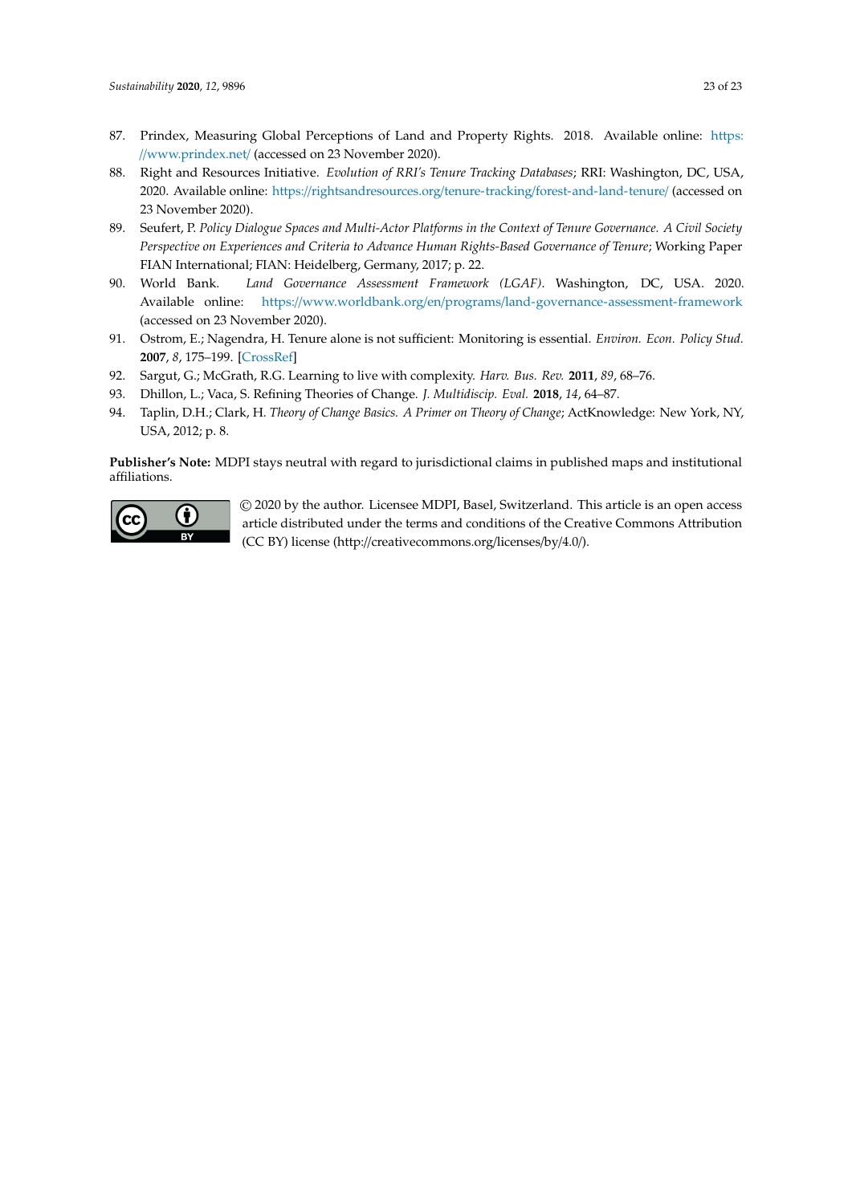87. Prindex, Measuring Global Perceptions of Land and Property Rights. 2018. Available online: https://www.prindex.net/ (accessed on 23 November 2020).
88. Right and Resources Initiative. *Evolution of RRI's Tenure Tracking Databases*; RRI: Washington, DC, USA, 2020. Available online: https://rightsandresources.org/tenure-tracking/forest-and-land-tenure/ (accessed on 23 November 2020).
89. Seufert, P. *Policy Dialogue Spaces and Multi-Actor Platforms in the Context of Tenure Governance. A Civil Society Perspective on Experiences and Criteria to Advance Human Rights-Based Governance of Tenure*; Working Paper FIAN International; FIAN: Heidelberg, Germany, 2017; p. 22.
90. World Bank. *Land Governance Assessment Framework (LGAF)*. Washington, DC, USA. 2020. Available online: https://www.worldbank.org/en/programs/land-governance-assessment-framework (accessed on 23 November 2020).
91. Ostrom, E.; Nagendra, H. Tenure alone is not sufficient: Monitoring is essential. *Environ. Econ. Policy Stud.* **2007**, *8*, 175–199. [CrossRef]
92. Sargut, G.; McGrath, R.G. Learning to live with complexity. *Harv. Bus. Rev.* **2011**, *89*, 68–76.
93. Dhillon, L.; Vaca, S. Refining Theories of Change. *J. Multidiscip. Eval.* **2018**, *14*, 64–87.
94. Taplin, D.H.; Clark, H. *Theory of Change Basics. A Primer on Theory of Change*; ActKnowledge: New York, NY, USA, 2012; p. 8.

**Publisher's Note:** MDPI stays neutral with regard to jurisdictional claims in published maps and institutional affiliations.

© 2020 by the author. Licensee MDPI, Basel, Switzerland. This article is an open access article distributed under the terms and conditions of the Creative Commons Attribution (CC BY) license (http://creativecommons.org/licenses/by/4.0/).